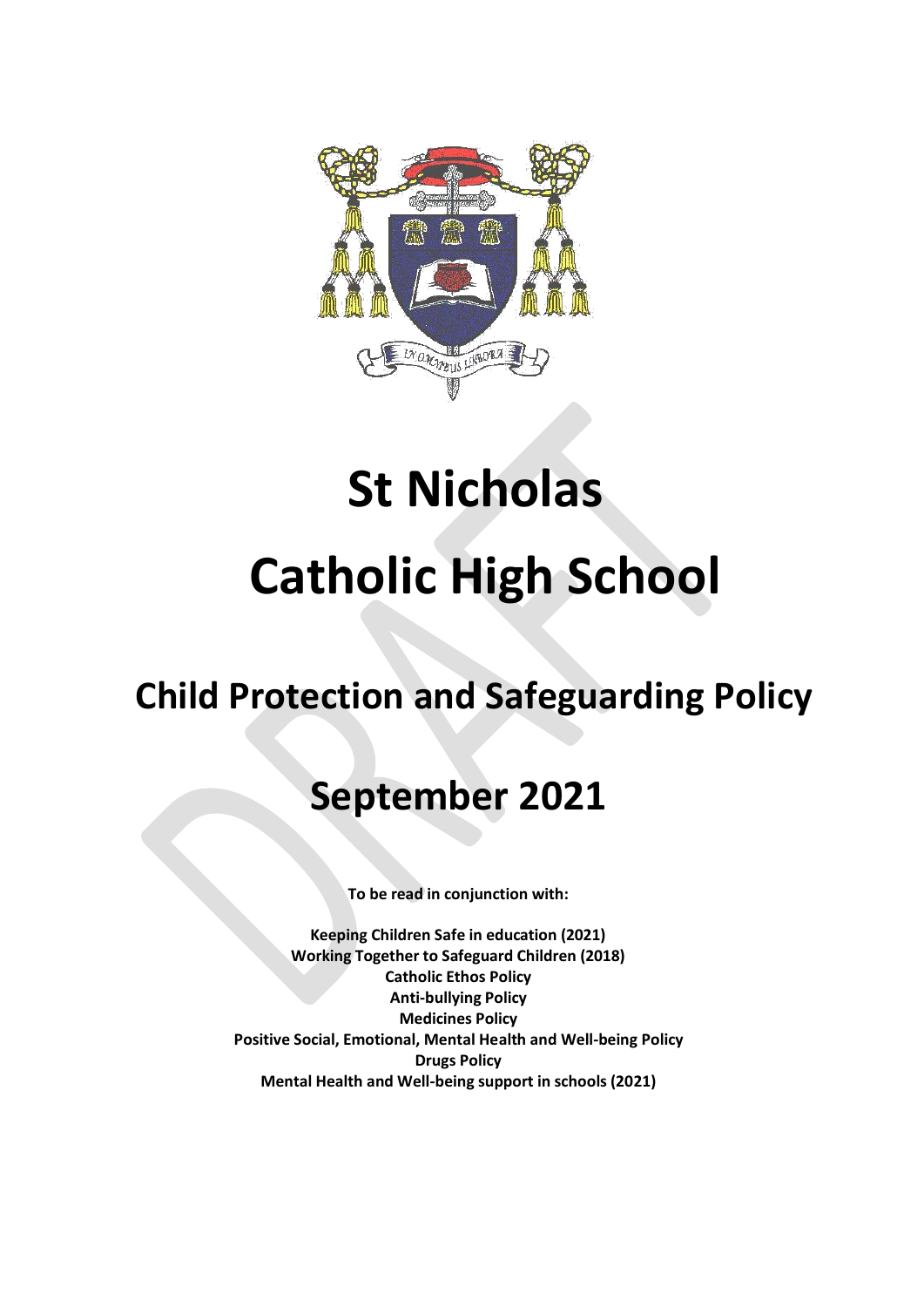# St Nicholas

# Catholic High School

## Child Protection and Safeguarding Policy

## September 2021

**To be read in conjunction with:**

**Keeping Children Safe in education (2021)**
**Working Together to Safeguard Children (2018)**
**Catholic Ethos Policy**
**Anti-bullying Policy**
**Medicines Policy**
**Positive Social, Emotional, Mental Health and Well-being Policy**
**Drugs Policy**
**Mental Health and Well-being support in schools (2021)**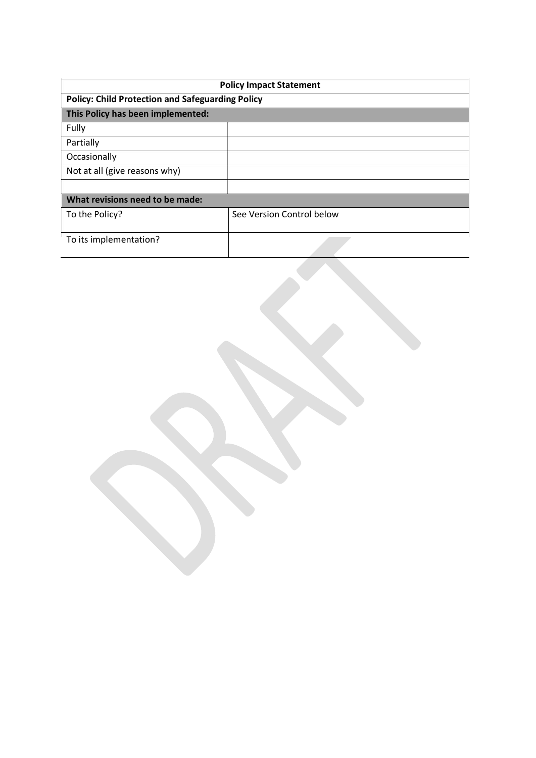| Policy Impact Statement | |
|---|---|
| **Policy: Child Protection and Safeguarding Policy** | |
| **This Policy has been implemented:** | |
| Fully | |
| Partially | |
| Occasionally | |
| Not at all (give reasons why) | |
| | |
| **What revisions need to be made:** | |
| To the Policy? | See Version Control below |
| To its implementation? | |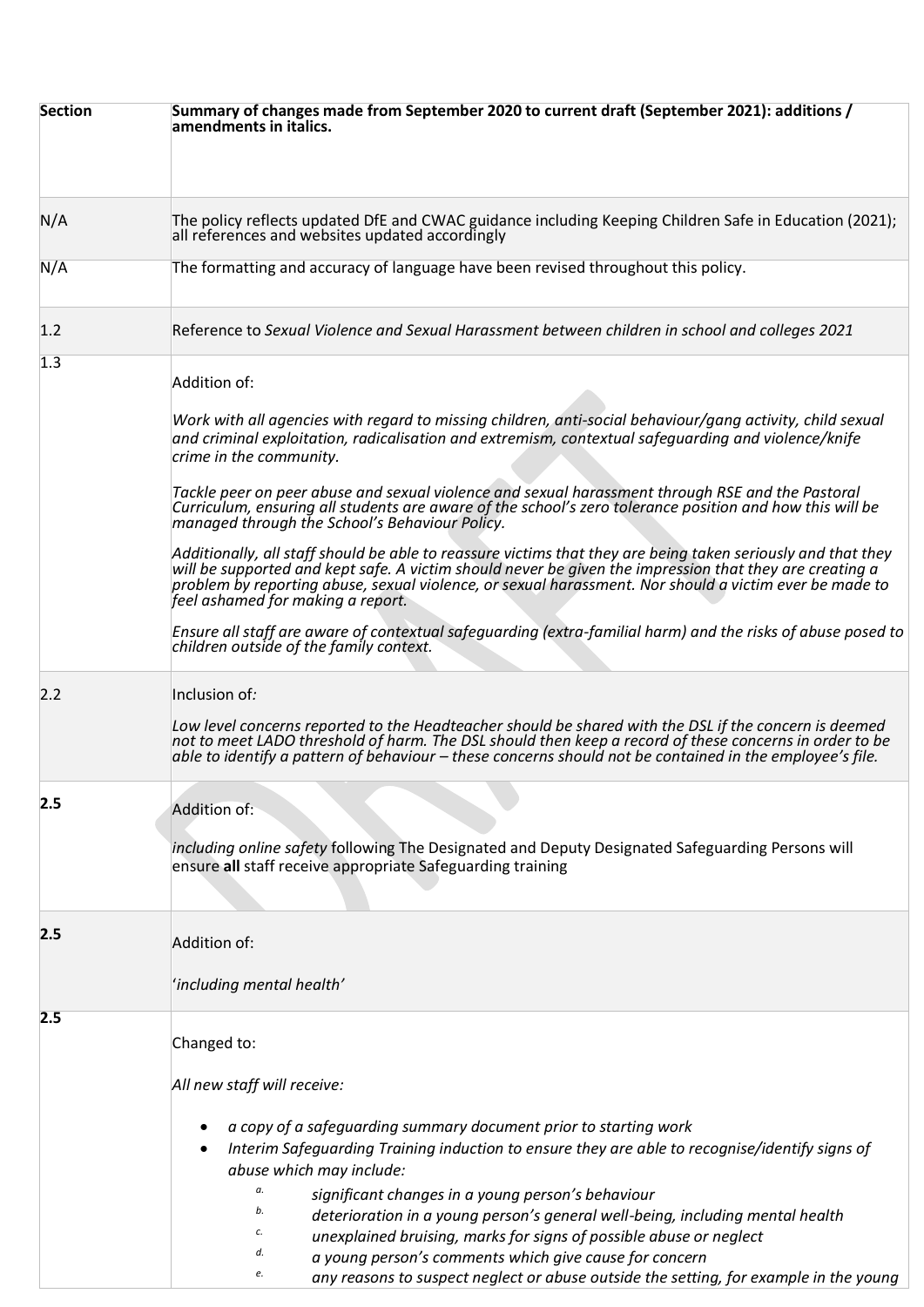| Section | Summary of changes made from September 2020 to current draft (September 2021): additions / amendments in italics. |
|---|---|
| N/A | The policy reflects updated DfE and CWAC guidance including Keeping Children Safe in Education (2021); all references and websites updated accordingly |
| N/A | The formatting and accuracy of language have been revised throughout this policy. |
| 1.2 | Reference to *Sexual Violence and Sexual Harassment between children in school and colleges 2021* |
| 1.3 | Addition of:<br><br>*Work with all agencies with regard to missing children, anti-social behaviour/gang activity, child sexual and criminal exploitation, radicalisation and extremism, contextual safeguarding and violence/knife crime in the community.*<br><br>*Tackle peer on peer abuse and sexual violence and sexual harassment through RSE and the Pastoral Curriculum, ensuring all students are aware of the school's zero tolerance position and how this will be managed through the School's Behaviour Policy.*<br><br>*Additionally, all staff should be able to reassure victims that they are being taken seriously and that they will be supported and kept safe. A victim should never be given the impression that they are creating a problem by reporting abuse, sexual violence, or sexual harassment. Nor should a victim ever be made to feel ashamed for making a report.*<br><br>*Ensure all staff are aware of contextual safeguarding (extra-familial harm) and the risks of abuse posed to children outside of the family context.* |
| 2.2 | Inclusion of:<br><br>*Low level concerns reported to the Headteacher should be shared with the DSL if the concern is deemed not to meet LADO threshold of harm. The DSL should then keep a record of these concerns in order to be able to identify a pattern of behaviour – these concerns should not be contained in the employee's file.* |
| **2.5** | Addition of:<br><br>*including online safety* following The Designated and Deputy Designated Safeguarding Persons will ensure **all** staff receive appropriate Safeguarding training |
| **2.5** | Addition of:<br><br>'*including mental health*' |
| **2.5** | Changed to:<br><br>*All new staff will receive:*<br><br>• *a copy of a safeguarding summary document prior to starting work*<br>• *Interim Safeguarding Training induction to ensure they are able to recognise/identify signs of abuse which may include:*<br>&nbsp;&nbsp;&nbsp;&nbsp;a. *significant changes in a young person's behaviour*<br>&nbsp;&nbsp;&nbsp;&nbsp;b. *deterioration in a young person's general well-being, including mental health*<br>&nbsp;&nbsp;&nbsp;&nbsp;c. *unexplained bruising, marks for signs of possible abuse or neglect*<br>&nbsp;&nbsp;&nbsp;&nbsp;d. *a young person's comments which give cause for concern*<br>&nbsp;&nbsp;&nbsp;&nbsp;e. *any reasons to suspect neglect or abuse outside the setting, for example in the young* |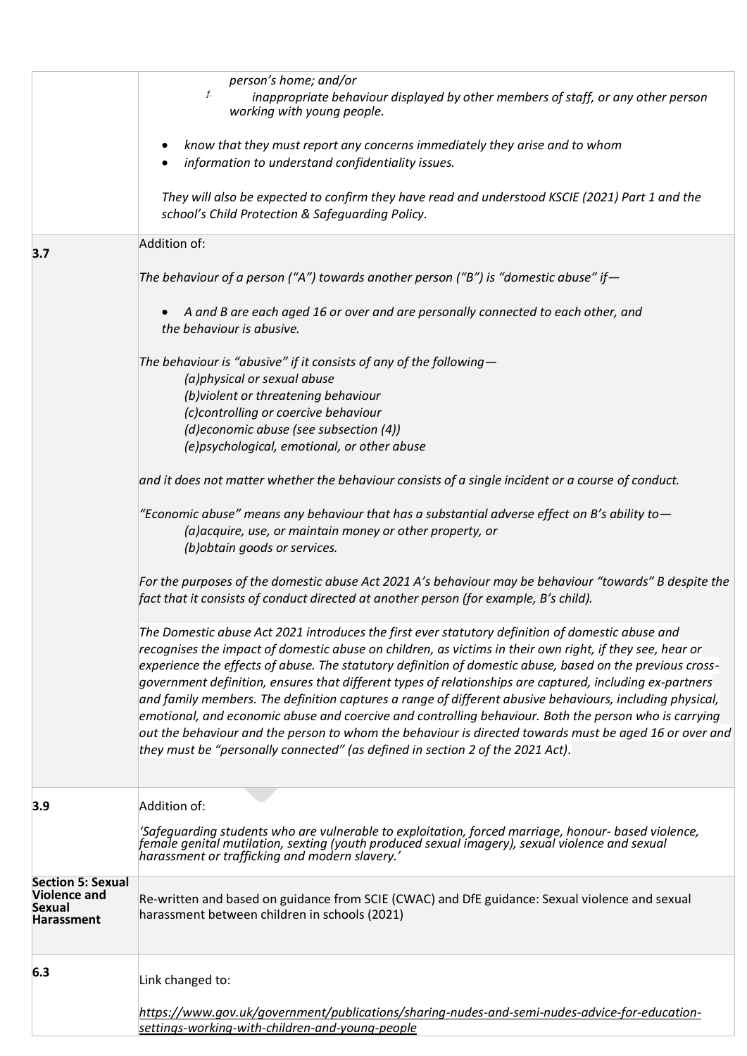| | |
|---|---|
| | *person's home; and/or*<br>*f. inappropriate behaviour displayed by other members of staff, or any other person working with young people.*<br><br>• *know that they must report any concerns immediately they arise and to whom*<br>• *information to understand confidentiality issues.*<br><br>*They will also be expected to confirm they have read and understood KSCIE (2021) Part 1 and the school's Child Protection & Safeguarding Policy.* |
| **3.7** | Addition of:<br><br>*The behaviour of a person ("A") towards another person ("B") is "domestic abuse" if—*<br><br>• *A and B are each aged 16 or over and are personally connected to each other, and the behaviour is abusive.*<br><br>*The behaviour is "abusive" if it consists of any of the following—*<br>*(a)physical or sexual abuse*<br>*(b)violent or threatening behaviour*<br>*(c)controlling or coercive behaviour*<br>*(d)economic abuse (see subsection (4))*<br>*(e)psychological, emotional, or other abuse*<br><br>*and it does not matter whether the behaviour consists of a single incident or a course of conduct.*<br><br>*"Economic abuse" means any behaviour that has a substantial adverse effect on B's ability to—*<br>*(a)acquire, use, or maintain money or other property, or*<br>*(b)obtain goods or services.*<br><br>*For the purposes of the domestic abuse Act 2021 A's behaviour may be behaviour "towards" B despite the fact that it consists of conduct directed at another person (for example, B's child).*<br><br>*The Domestic abuse Act 2021 introduces the first ever statutory definition of domestic abuse and recognises the impact of domestic abuse on children, as victims in their own right, if they see, hear or experience the effects of abuse. The statutory definition of domestic abuse, based on the previous cross-government definition, ensures that different types of relationships are captured, including ex-partners and family members. The definition captures a range of different abusive behaviours, including physical, emotional, and economic abuse and coercive and controlling behaviour. Both the person who is carrying out the behaviour and the person to whom the behaviour is directed towards must be aged 16 or over and they must be "personally connected" (as defined in section 2 of the 2021 Act).* |
| **3.9** | Addition of:<br><br>*'Safeguarding students who are vulnerable to exploitation, forced marriage, honour- based violence, female genital mutilation, sexting (youth produced sexual imagery), sexual violence and sexual harassment or trafficking and modern slavery.'* |
| **Section 5: Sexual Violence and Sexual Harassment** | Re-written and based on guidance from SCIE (CWAC) and DfE guidance: Sexual violence and sexual harassment between children in schools (2021) |
| **6.3** | Link changed to:<br><br>*https://www.gov.uk/government/publications/sharing-nudes-and-semi-nudes-advice-for-education-settings-working-with-children-and-young-people* |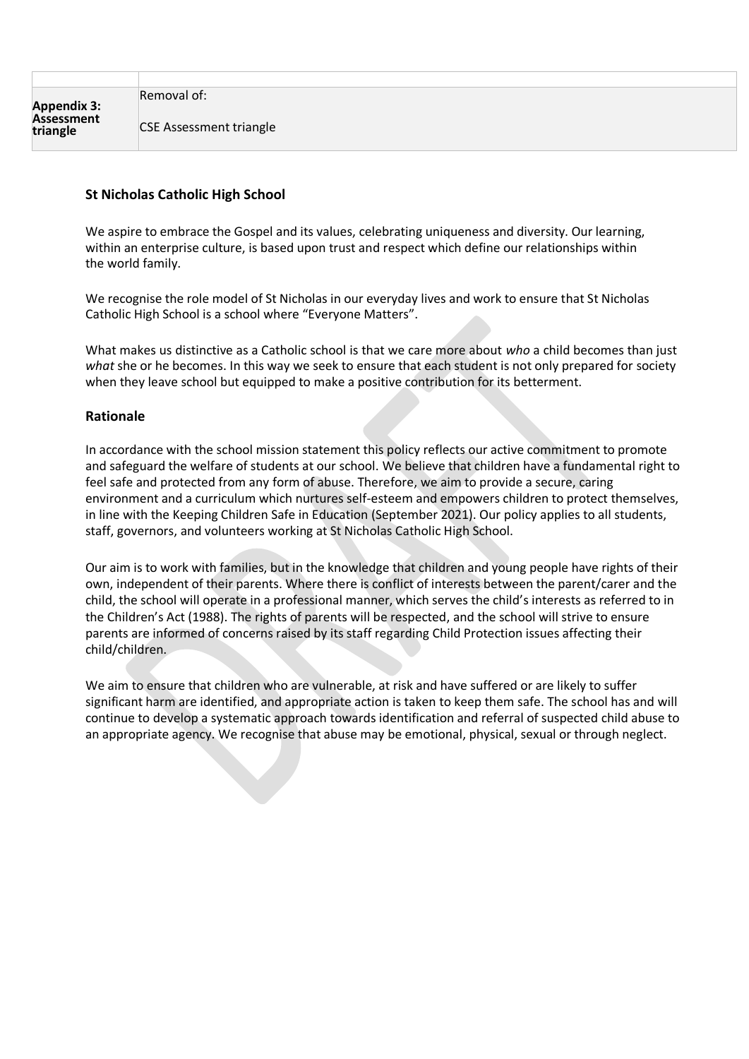| | |
|---|---|
| **Appendix 3: Assessment triangle** | Removal of:<br><br>CSE Assessment triangle |

### St Nicholas Catholic High School

We aspire to embrace the Gospel and its values, celebrating uniqueness and diversity. Our learning, within an enterprise culture, is based upon trust and respect which define our relationships within the world family.

We recognise the role model of St Nicholas in our everyday lives and work to ensure that St Nicholas Catholic High School is a school where "Everyone Matters".

What makes us distinctive as a Catholic school is that we care more about *who* a child becomes than just *what* she or he becomes. In this way we seek to ensure that each student is not only prepared for society when they leave school but equipped to make a positive contribution for its betterment.

## Rationale

In accordance with the school mission statement this policy reflects our active commitment to promote and safeguard the welfare of students at our school. We believe that children have a fundamental right to feel safe and protected from any form of abuse. Therefore, we aim to provide a secure, caring environment and a curriculum which nurtures self-esteem and empowers children to protect themselves, in line with the Keeping Children Safe in Education (September 2021). Our policy applies to all students, staff, governors, and volunteers working at St Nicholas Catholic High School.

Our aim is to work with families, but in the knowledge that children and young people have rights of their own, independent of their parents. Where there is conflict of interests between the parent/carer and the child, the school will operate in a professional manner, which serves the child's interests as referred to in the Children's Act (1988). The rights of parents will be respected, and the school will strive to ensure parents are informed of concerns raised by its staff regarding Child Protection issues affecting their child/children.

We aim to ensure that children who are vulnerable, at risk and have suffered or are likely to suffer significant harm are identified, and appropriate action is taken to keep them safe. The school has and will continue to develop a systematic approach towards identification and referral of suspected child abuse to an appropriate agency. We recognise that abuse may be emotional, physical, sexual or through neglect.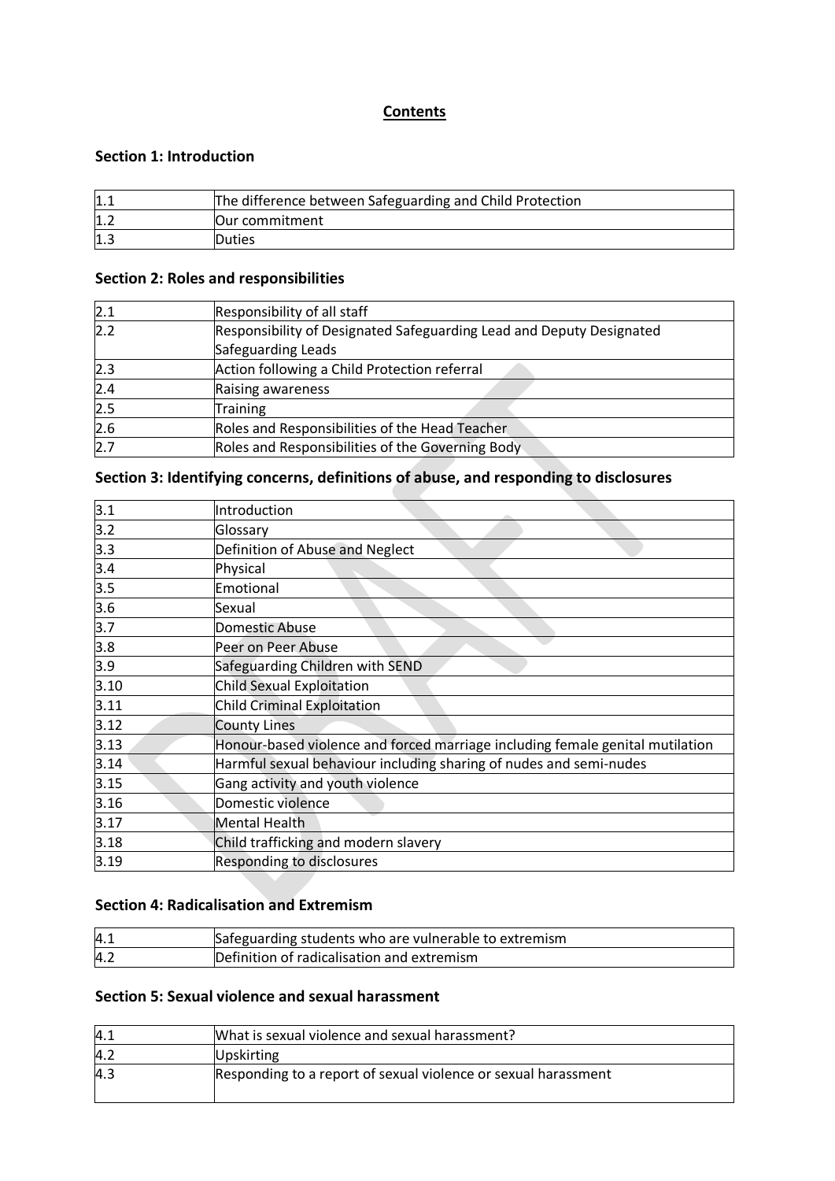# Contents

## Section 1: Introduction

| | |
|---|---|
| 1.1 | The difference between Safeguarding and Child Protection |
| 1.2 | Our commitment |
| 1.3 | Duties |

## Section 2: Roles and responsibilities

| | |
|---|---|
| 2.1 | Responsibility of all staff |
| 2.2 | Responsibility of Designated Safeguarding Lead and Deputy Designated Safeguarding Leads |
| 2.3 | Action following a Child Protection referral |
| 2.4 | Raising awareness |
| 2.5 | Training |
| 2.6 | Roles and Responsibilities of the Head Teacher |
| 2.7 | Roles and Responsibilities of the Governing Body |

## Section 3: Identifying concerns, definitions of abuse, and responding to disclosures

| | |
|---|---|
| 3.1 | Introduction |
| 3.2 | Glossary |
| 3.3 | Definition of Abuse and Neglect |
| 3.4 | Physical |
| 3.5 | Emotional |
| 3.6 | Sexual |
| 3.7 | Domestic Abuse |
| 3.8 | Peer on Peer Abuse |
| 3.9 | Safeguarding Children with SEND |
| 3.10 | Child Sexual Exploitation |
| 3.11 | Child Criminal Exploitation |
| 3.12 | County Lines |
| 3.13 | Honour-based violence and forced marriage including female genital mutilation |
| 3.14 | Harmful sexual behaviour including sharing of nudes and semi-nudes |
| 3.15 | Gang activity and youth violence |
| 3.16 | Domestic violence |
| 3.17 | Mental Health |
| 3.18 | Child trafficking and modern slavery |
| 3.19 | Responding to disclosures |

## Section 4: Radicalisation and Extremism

| | |
|---|---|
| 4.1 | Safeguarding students who are vulnerable to extremism |
| 4.2 | Definition of radicalisation and extremism |

## Section 5: Sexual violence and sexual harassment

| | |
|---|---|
| 4.1 | What is sexual violence and sexual harassment? |
| 4.2 | Upskirting |
| 4.3 | Responding to a report of sexual violence or sexual harassment |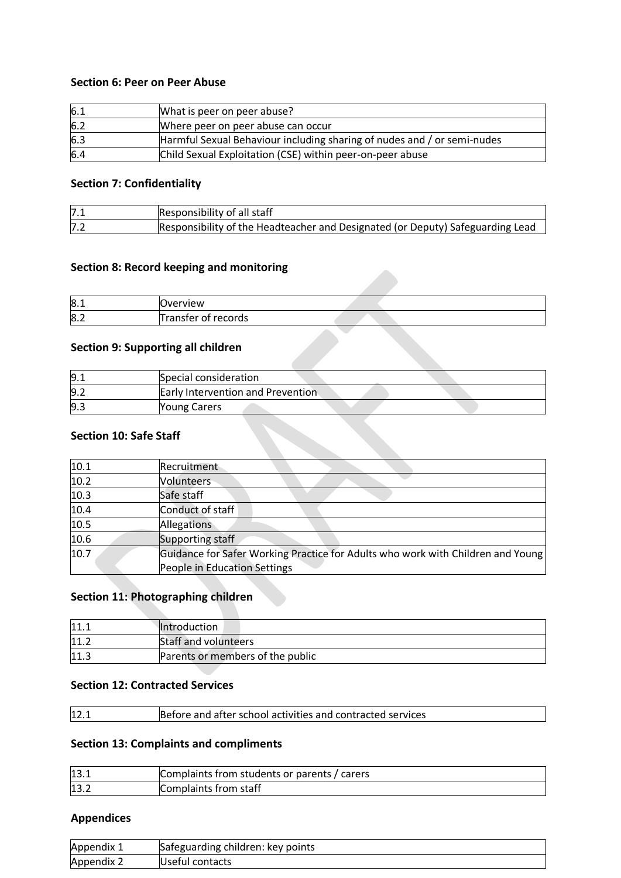**Section 6: Peer on Peer Abuse**

| | |
|---|---|
| 6.1 | What is peer on peer abuse? |
| 6.2 | Where peer on peer abuse can occur |
| 6.3 | Harmful Sexual Behaviour including sharing of nudes and / or semi-nudes |
| 6.4 | Child Sexual Exploitation (CSE) within peer-on-peer abuse |

**Section 7: Confidentiality**

| | |
|---|---|
| 7.1 | Responsibility of all staff |
| 7.2 | Responsibility of the Headteacher and Designated (or Deputy) Safeguarding Lead |

**Section 8: Record keeping and monitoring**

| | |
|---|---|
| 8.1 | Overview |
| 8.2 | Transfer of records |

**Section 9: Supporting all children**

| | |
|---|---|
| 9.1 | Special consideration |
| 9.2 | Early Intervention and Prevention |
| 9.3 | Young Carers |

**Section 10: Safe Staff**

| | |
|---|---|
| 10.1 | Recruitment |
| 10.2 | Volunteers |
| 10.3 | Safe staff |
| 10.4 | Conduct of staff |
| 10.5 | Allegations |
| 10.6 | Supporting staff |
| 10.7 | Guidance for Safer Working Practice for Adults who work with Children and Young People in Education Settings |

**Section 11: Photographing children**

| | |
|---|---|
| 11.1 | Introduction |
| 11.2 | Staff and volunteers |
| 11.3 | Parents or members of the public |

**Section 12: Contracted Services**

| | |
|---|---|
| 12.1 | Before and after school activities and contracted services |

**Section 13: Complaints and compliments**

| | |
|---|---|
| 13.1 | Complaints from students or parents / carers |
| 13.2 | Complaints from staff |

**Appendices**

| | |
|---|---|
| Appendix 1 | Safeguarding children: key points |
| Appendix 2 | Useful contacts |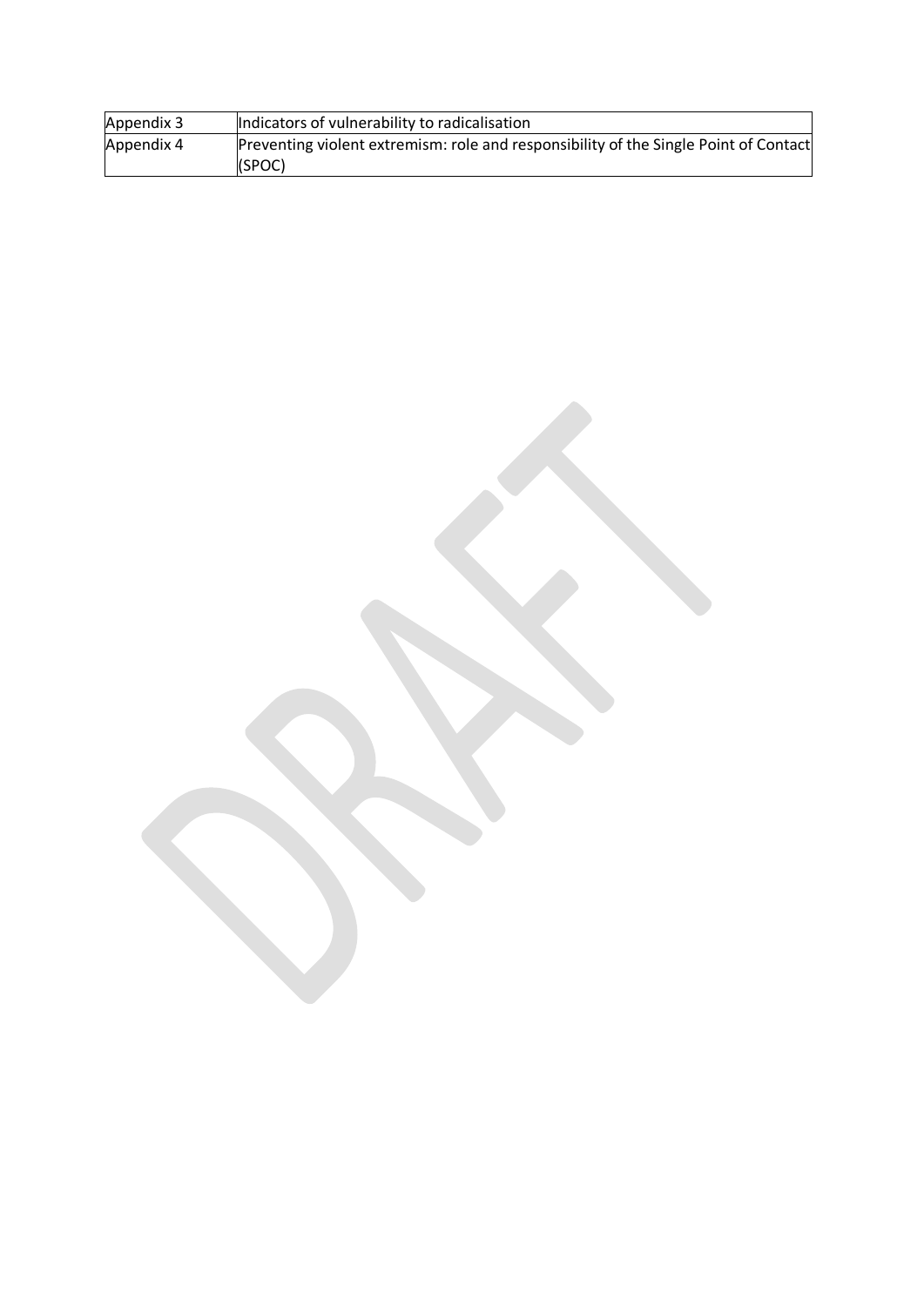| Appendix 3 | Indicators of vulnerability to radicalisation |
| --- | --- |
| Appendix 4 | Preventing violent extremism: role and responsibility of the Single Point of Contact (SPOC) |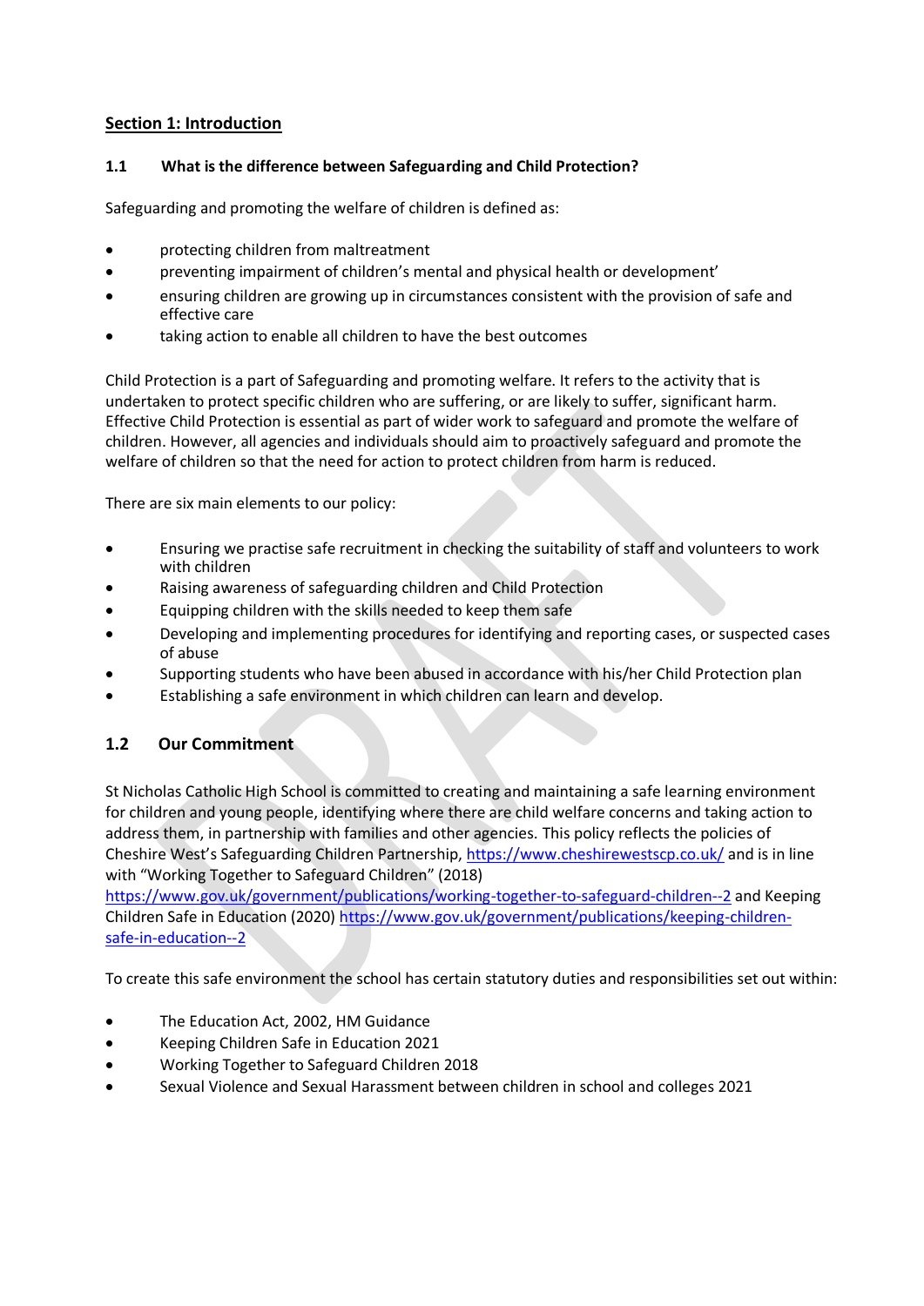## Section 1: Introduction

### 1.1 What is the difference between Safeguarding and Child Protection?

Safeguarding and promoting the welfare of children is defined as:

- protecting children from maltreatment
- preventing impairment of children's mental and physical health or development'
- ensuring children are growing up in circumstances consistent with the provision of safe and effective care
- taking action to enable all children to have the best outcomes

Child Protection is a part of Safeguarding and promoting welfare. It refers to the activity that is undertaken to protect specific children who are suffering, or are likely to suffer, significant harm. Effective Child Protection is essential as part of wider work to safeguard and promote the welfare of children. However, all agencies and individuals should aim to proactively safeguard and promote the welfare of children so that the need for action to protect children from harm is reduced.

There are six main elements to our policy:

- Ensuring we practise safe recruitment in checking the suitability of staff and volunteers to work with children
- Raising awareness of safeguarding children and Child Protection
- Equipping children with the skills needed to keep them safe
- Developing and implementing procedures for identifying and reporting cases, or suspected cases of abuse
- Supporting students who have been abused in accordance with his/her Child Protection plan
- Establishing a safe environment in which children can learn and develop.

### 1.2 Our Commitment

St Nicholas Catholic High School is committed to creating and maintaining a safe learning environment for children and young people, identifying where there are child welfare concerns and taking action to address them, in partnership with families and other agencies. This policy reflects the policies of Cheshire West's Safeguarding Children Partnership, https://www.cheshirewestscp.co.uk/ and is in line with "Working Together to Safeguard Children" (2018) https://www.gov.uk/government/publications/working-together-to-safeguard-children--2 and Keeping Children Safe in Education (2020) https://www.gov.uk/government/publications/keeping-children-safe-in-education--2

To create this safe environment the school has certain statutory duties and responsibilities set out within:

- The Education Act, 2002, HM Guidance
- Keeping Children Safe in Education 2021
- Working Together to Safeguard Children 2018
- Sexual Violence and Sexual Harassment between children in school and colleges 2021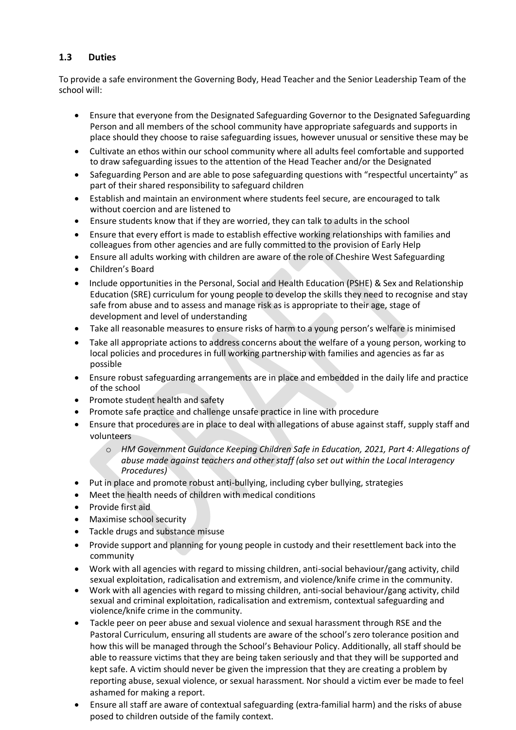### 1.3 Duties

To provide a safe environment the Governing Body, Head Teacher and the Senior Leadership Team of the school will:

- Ensure that everyone from the Designated Safeguarding Governor to the Designated Safeguarding Person and all members of the school community have appropriate safeguards and supports in place should they choose to raise safeguarding issues, however unusual or sensitive these may be
- Cultivate an ethos within our school community where all adults feel comfortable and supported to draw safeguarding issues to the attention of the Head Teacher and/or the Designated
- Safeguarding Person and are able to pose safeguarding questions with "respectful uncertainty" as part of their shared responsibility to safeguard children
- Establish and maintain an environment where students feel secure, are encouraged to talk without coercion and are listened to
- Ensure students know that if they are worried, they can talk to adults in the school
- Ensure that every effort is made to establish effective working relationships with families and colleagues from other agencies and are fully committed to the provision of Early Help
- Ensure all adults working with children are aware of the role of Cheshire West Safeguarding
- Children's Board
- Include opportunities in the Personal, Social and Health Education (PSHE) & Sex and Relationship Education (SRE) curriculum for young people to develop the skills they need to recognise and stay safe from abuse and to assess and manage risk as is appropriate to their age, stage of development and level of understanding
- Take all reasonable measures to ensure risks of harm to a young person's welfare is minimised
- Take all appropriate actions to address concerns about the welfare of a young person, working to local policies and procedures in full working partnership with families and agencies as far as possible
- Ensure robust safeguarding arrangements are in place and embedded in the daily life and practice of the school
- Promote student health and safety
- Promote safe practice and challenge unsafe practice in line with procedure
- Ensure that procedures are in place to deal with allegations of abuse against staff, supply staff and volunteers
  - *HM Government Guidance Keeping Children Safe in Education, 2021, Part 4: Allegations of abuse made against teachers and other staff (also set out within the Local Interagency Procedures)*
- Put in place and promote robust anti-bullying, including cyber bullying, strategies
- Meet the health needs of children with medical conditions
- Provide first aid
- Maximise school security
- Tackle drugs and substance misuse
- Provide support and planning for young people in custody and their resettlement back into the community
- Work with all agencies with regard to missing children, anti-social behaviour/gang activity, child sexual exploitation, radicalisation and extremism, and violence/knife crime in the community.
- Work with all agencies with regard to missing children, anti-social behaviour/gang activity, child sexual and criminal exploitation, radicalisation and extremism, contextual safeguarding and violence/knife crime in the community.
- Tackle peer on peer abuse and sexual violence and sexual harassment through RSE and the Pastoral Curriculum, ensuring all students are aware of the school's zero tolerance position and how this will be managed through the School's Behaviour Policy. Additionally, all staff should be able to reassure victims that they are being taken seriously and that they will be supported and kept safe. A victim should never be given the impression that they are creating a problem by reporting abuse, sexual violence, or sexual harassment. Nor should a victim ever be made to feel ashamed for making a report.
- Ensure all staff are aware of contextual safeguarding (extra-familial harm) and the risks of abuse posed to children outside of the family context.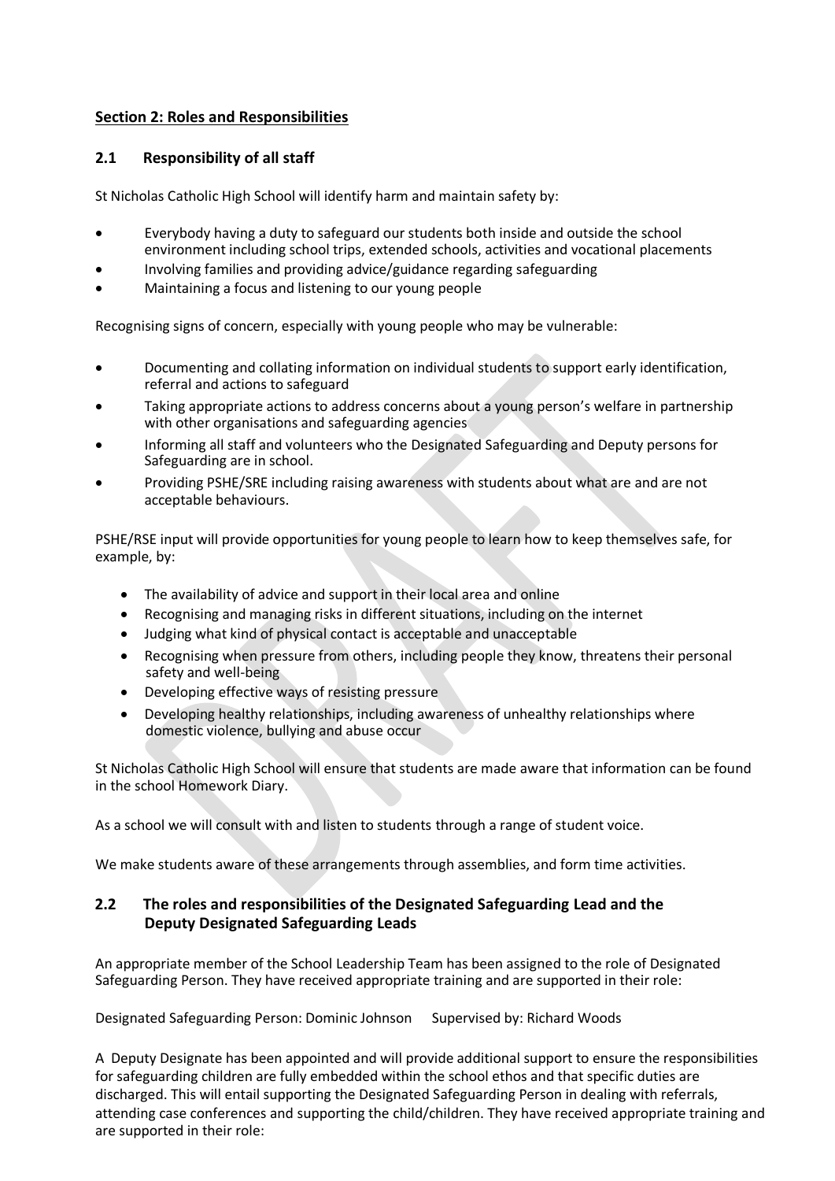## **Section 2: Roles and Responsibilities**

### **2.1 Responsibility of all staff**

St Nicholas Catholic High School will identify harm and maintain safety by:

- Everybody having a duty to safeguard our students both inside and outside the school environment including school trips, extended schools, activities and vocational placements
- Involving families and providing advice/guidance regarding safeguarding
- Maintaining a focus and listening to our young people

Recognising signs of concern, especially with young people who may be vulnerable:

- Documenting and collating information on individual students to support early identification, referral and actions to safeguard
- Taking appropriate actions to address concerns about a young person's welfare in partnership with other organisations and safeguarding agencies
- Informing all staff and volunteers who the Designated Safeguarding and Deputy persons for Safeguarding are in school.
- Providing PSHE/SRE including raising awareness with students about what are and are not acceptable behaviours.

PSHE/RSE input will provide opportunities for young people to learn how to keep themselves safe, for example, by:

- The availability of advice and support in their local area and online
- Recognising and managing risks in different situations, including on the internet
- Judging what kind of physical contact is acceptable and unacceptable
- Recognising when pressure from others, including people they know, threatens their personal safety and well-being
- Developing effective ways of resisting pressure
- Developing healthy relationships, including awareness of unhealthy relationships where domestic violence, bullying and abuse occur

St Nicholas Catholic High School will ensure that students are made aware that information can be found in the school Homework Diary.

As a school we will consult with and listen to students through a range of student voice.

We make students aware of these arrangements through assemblies, and form time activities.

### **2.2 The roles and responsibilities of the Designated Safeguarding Lead and the Deputy Designated Safeguarding Leads**

An appropriate member of the School Leadership Team has been assigned to the role of Designated Safeguarding Person. They have received appropriate training and are supported in their role:

Designated Safeguarding Person: Dominic Johnson Supervised by: Richard Woods

A Deputy Designate has been appointed and will provide additional support to ensure the responsibilities for safeguarding children are fully embedded within the school ethos and that specific duties are discharged. This will entail supporting the Designated Safeguarding Person in dealing with referrals, attending case conferences and supporting the child/children. They have received appropriate training and are supported in their role: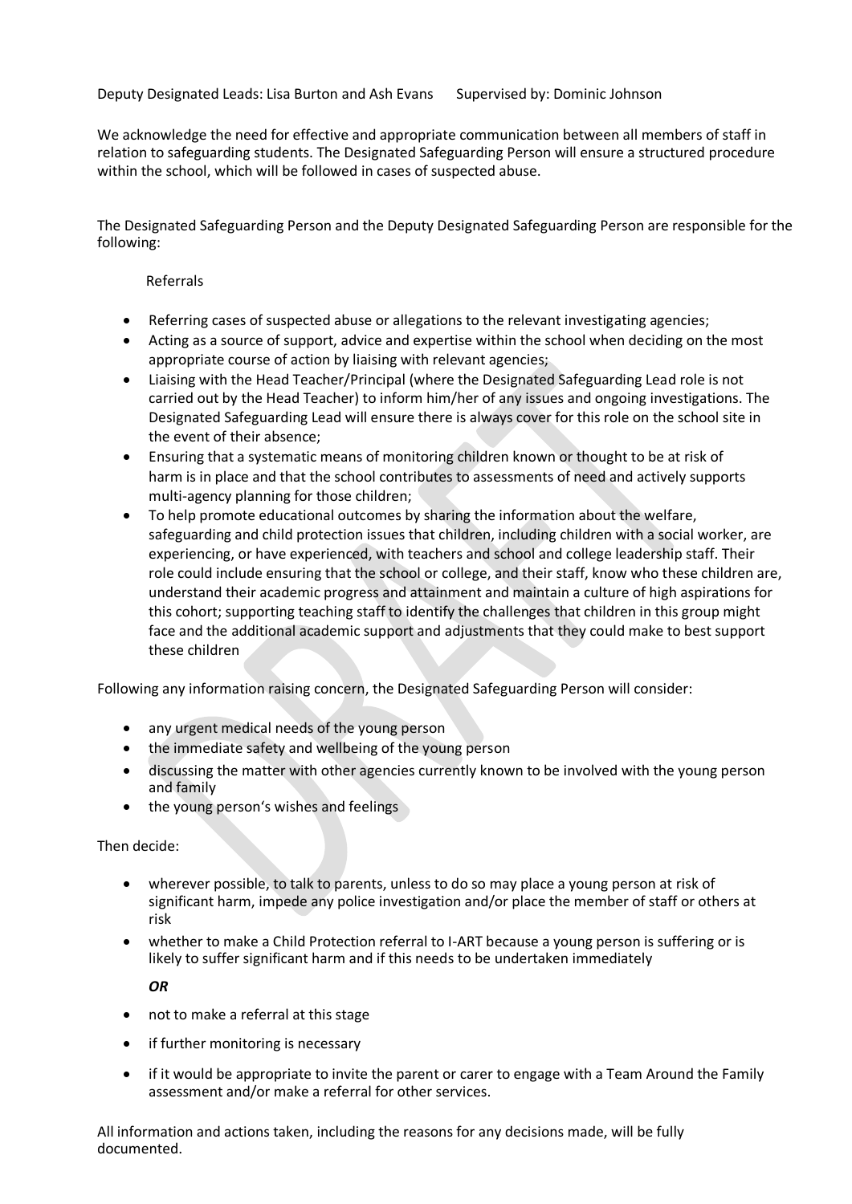Deputy Designated Leads: Lisa Burton and Ash Evans Supervised by: Dominic Johnson

We acknowledge the need for effective and appropriate communication between all members of staff in relation to safeguarding students. The Designated Safeguarding Person will ensure a structured procedure within the school, which will be followed in cases of suspected abuse.

The Designated Safeguarding Person and the Deputy Designated Safeguarding Person are responsible for the following:

Referrals

- Referring cases of suspected abuse or allegations to the relevant investigating agencies;
- Acting as a source of support, advice and expertise within the school when deciding on the most appropriate course of action by liaising with relevant agencies;
- Liaising with the Head Teacher/Principal (where the Designated Safeguarding Lead role is not carried out by the Head Teacher) to inform him/her of any issues and ongoing investigations. The Designated Safeguarding Lead will ensure there is always cover for this role on the school site in the event of their absence;
- Ensuring that a systematic means of monitoring children known or thought to be at risk of harm is in place and that the school contributes to assessments of need and actively supports multi-agency planning for those children;
- To help promote educational outcomes by sharing the information about the welfare, safeguarding and child protection issues that children, including children with a social worker, are experiencing, or have experienced, with teachers and school and college leadership staff. Their role could include ensuring that the school or college, and their staff, know who these children are, understand their academic progress and attainment and maintain a culture of high aspirations for this cohort; supporting teaching staff to identify the challenges that children in this group might face and the additional academic support and adjustments that they could make to best support these children

Following any information raising concern, the Designated Safeguarding Person will consider:

- any urgent medical needs of the young person
- the immediate safety and wellbeing of the young person
- discussing the matter with other agencies currently known to be involved with the young person and family
- the young person's wishes and feelings

Then decide:

- wherever possible, to talk to parents, unless to do so may place a young person at risk of significant harm, impede any police investigation and/or place the member of staff or others at risk
- whether to make a Child Protection referral to I-ART because a young person is suffering or is likely to suffer significant harm and if this needs to be undertaken immediately

***OR***

- not to make a referral at this stage
- if further monitoring is necessary
- if it would be appropriate to invite the parent or carer to engage with a Team Around the Family assessment and/or make a referral for other services.

All information and actions taken, including the reasons for any decisions made, will be fully documented.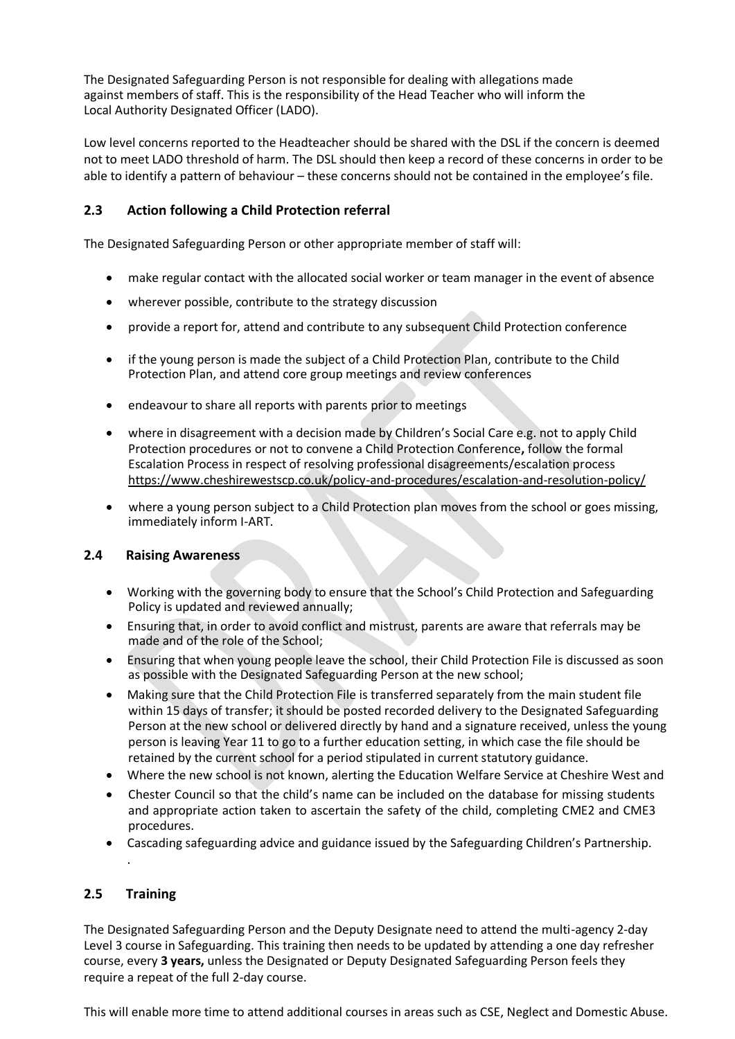The Designated Safeguarding Person is not responsible for dealing with allegations made against members of staff. This is the responsibility of the Head Teacher who will inform the Local Authority Designated Officer (LADO).

Low level concerns reported to the Headteacher should be shared with the DSL if the concern is deemed not to meet LADO threshold of harm. The DSL should then keep a record of these concerns in order to be able to identify a pattern of behaviour – these concerns should not be contained in the employee's file.

## 2.3 Action following a Child Protection referral

The Designated Safeguarding Person or other appropriate member of staff will:

- make regular contact with the allocated social worker or team manager in the event of absence
- wherever possible, contribute to the strategy discussion
- provide a report for, attend and contribute to any subsequent Child Protection conference
- if the young person is made the subject of a Child Protection Plan, contribute to the Child Protection Plan, and attend core group meetings and review conferences
- endeavour to share all reports with parents prior to meetings
- where in disagreement with a decision made by Children's Social Care e.g. not to apply Child Protection procedures or not to convene a Child Protection Conference**,** follow the formal Escalation Process in respect of resolving professional disagreements/escalation process https://www.cheshirewestscp.co.uk/policy-and-procedures/escalation-and-resolution-policy/
- where a young person subject to a Child Protection plan moves from the school or goes missing, immediately inform I-ART.

## 2.4 Raising Awareness

- Working with the governing body to ensure that the School's Child Protection and Safeguarding Policy is updated and reviewed annually;
- Ensuring that, in order to avoid conflict and mistrust, parents are aware that referrals may be made and of the role of the School;
- Ensuring that when young people leave the school, their Child Protection File is discussed as soon as possible with the Designated Safeguarding Person at the new school;
- Making sure that the Child Protection File is transferred separately from the main student file within 15 days of transfer; it should be posted recorded delivery to the Designated Safeguarding Person at the new school or delivered directly by hand and a signature received, unless the young person is leaving Year 11 to go to a further education setting, in which case the file should be retained by the current school for a period stipulated in current statutory guidance.
- Where the new school is not known, alerting the Education Welfare Service at Cheshire West and
- Chester Council so that the child's name can be included on the database for missing students and appropriate action taken to ascertain the safety of the child, completing CME2 and CME3 procedures.
- Cascading safeguarding advice and guidance issued by the Safeguarding Children's Partnership.

.

## 2.5 Training

The Designated Safeguarding Person and the Deputy Designate need to attend the multi-agency 2-day Level 3 course in Safeguarding. This training then needs to be updated by attending a one day refresher course, every **3 years,** unless the Designated or Deputy Designated Safeguarding Person feels they require a repeat of the full 2-day course.

This will enable more time to attend additional courses in areas such as CSE, Neglect and Domestic Abuse.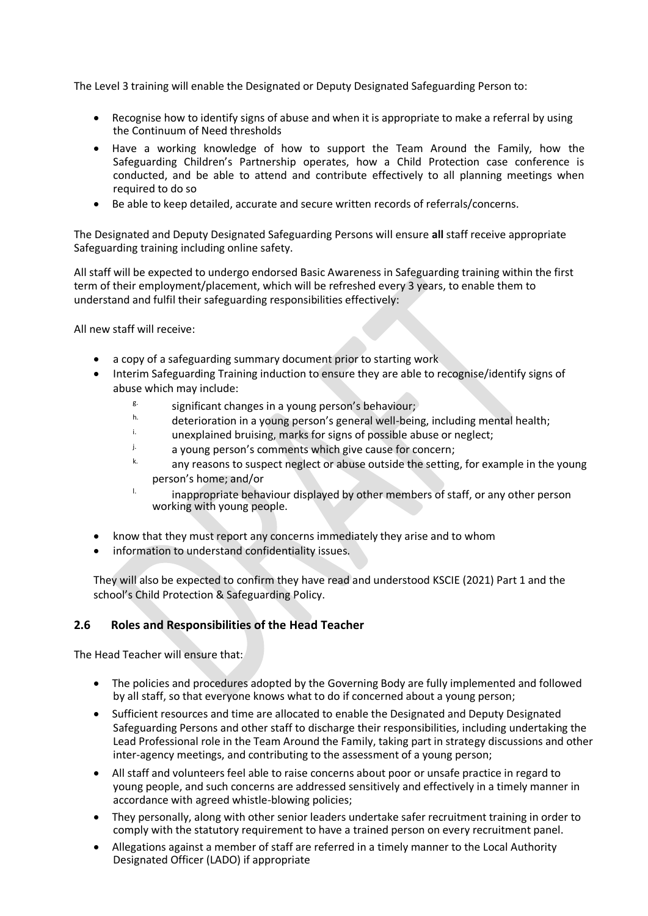The Level 3 training will enable the Designated or Deputy Designated Safeguarding Person to:

- Recognise how to identify signs of abuse and when it is appropriate to make a referral by using the Continuum of Need thresholds
- Have a working knowledge of how to support the Team Around the Family, how the Safeguarding Children's Partnership operates, how a Child Protection case conference is conducted, and be able to attend and contribute effectively to all planning meetings when required to do so
- Be able to keep detailed, accurate and secure written records of referrals/concerns.

The Designated and Deputy Designated Safeguarding Persons will ensure **all** staff receive appropriate Safeguarding training including online safety.

All staff will be expected to undergo endorsed Basic Awareness in Safeguarding training within the first term of their employment/placement, which will be refreshed every 3 years, to enable them to understand and fulfil their safeguarding responsibilities effectively:

All new staff will receive:

- a copy of a safeguarding summary document prior to starting work
- Interim Safeguarding Training induction to ensure they are able to recognise/identify signs of abuse which may include:
  - g. significant changes in a young person's behaviour;
  - h. deterioration in a young person's general well-being, including mental health;
  - i. unexplained bruising, marks for signs of possible abuse or neglect;
  - j. a young person's comments which give cause for concern;
  - k. any reasons to suspect neglect or abuse outside the setting, for example in the young person's home; and/or
  - l. inappropriate behaviour displayed by other members of staff, or any other person working with young people.
- know that they must report any concerns immediately they arise and to whom
- information to understand confidentiality issues.

They will also be expected to confirm they have read and understood KSCIE (2021) Part 1 and the school's Child Protection & Safeguarding Policy.

## 2.6 Roles and Responsibilities of the Head Teacher

The Head Teacher will ensure that:

- The policies and procedures adopted by the Governing Body are fully implemented and followed by all staff, so that everyone knows what to do if concerned about a young person;
- Sufficient resources and time are allocated to enable the Designated and Deputy Designated Safeguarding Persons and other staff to discharge their responsibilities, including undertaking the Lead Professional role in the Team Around the Family, taking part in strategy discussions and other inter-agency meetings, and contributing to the assessment of a young person;
- All staff and volunteers feel able to raise concerns about poor or unsafe practice in regard to young people, and such concerns are addressed sensitively and effectively in a timely manner in accordance with agreed whistle-blowing policies;
- They personally, along with other senior leaders undertake safer recruitment training in order to comply with the statutory requirement to have a trained person on every recruitment panel.
- Allegations against a member of staff are referred in a timely manner to the Local Authority Designated Officer (LADO) if appropriate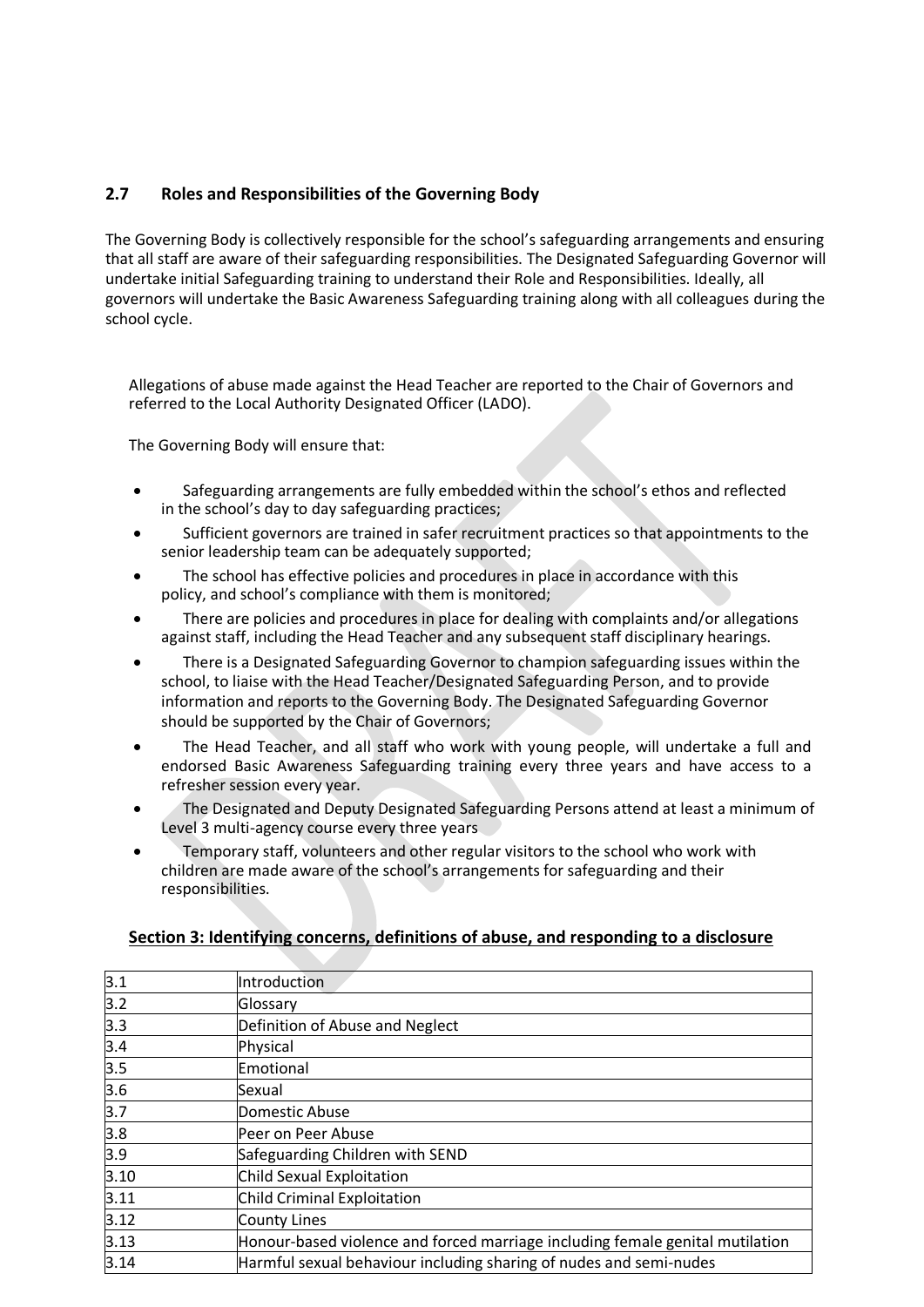## 2.7 Roles and Responsibilities of the Governing Body

The Governing Body is collectively responsible for the school's safeguarding arrangements and ensuring that all staff are aware of their safeguarding responsibilities. The Designated Safeguarding Governor will undertake initial Safeguarding training to understand their Role and Responsibilities. Ideally, all governors will undertake the Basic Awareness Safeguarding training along with all colleagues during the school cycle.

Allegations of abuse made against the Head Teacher are reported to the Chair of Governors and referred to the Local Authority Designated Officer (LADO).

The Governing Body will ensure that:

- Safeguarding arrangements are fully embedded within the school's ethos and reflected in the school's day to day safeguarding practices;
- Sufficient governors are trained in safer recruitment practices so that appointments to the senior leadership team can be adequately supported;
- The school has effective policies and procedures in place in accordance with this policy, and school's compliance with them is monitored;
- There are policies and procedures in place for dealing with complaints and/or allegations against staff, including the Head Teacher and any subsequent staff disciplinary hearings.
- There is a Designated Safeguarding Governor to champion safeguarding issues within the school, to liaise with the Head Teacher/Designated Safeguarding Person, and to provide information and reports to the Governing Body. The Designated Safeguarding Governor should be supported by the Chair of Governors;
- The Head Teacher, and all staff who work with young people, will undertake a full and endorsed Basic Awareness Safeguarding training every three years and have access to a refresher session every year.
- The Designated and Deputy Designated Safeguarding Persons attend at least a minimum of Level 3 multi-agency course every three years
- Temporary staff, volunteers and other regular visitors to the school who work with children are made aware of the school's arrangements for safeguarding and their responsibilities.

## Section 3: Identifying concerns, definitions of abuse, and responding to a disclosure

| | |
|---|---|
| 3.1 | Introduction |
| 3.2 | Glossary |
| 3.3 | Definition of Abuse and Neglect |
| 3.4 | Physical |
| 3.5 | Emotional |
| 3.6 | Sexual |
| 3.7 | Domestic Abuse |
| 3.8 | Peer on Peer Abuse |
| 3.9 | Safeguarding Children with SEND |
| 3.10 | Child Sexual Exploitation |
| 3.11 | Child Criminal Exploitation |
| 3.12 | County Lines |
| 3.13 | Honour-based violence and forced marriage including female genital mutilation |
| 3.14 | Harmful sexual behaviour including sharing of nudes and semi-nudes |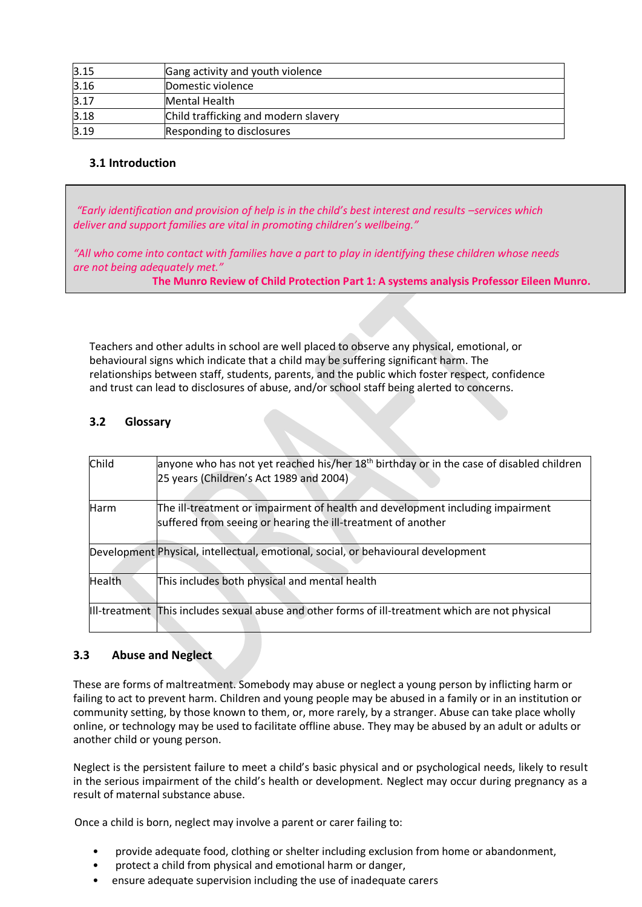| | |
|---|---|
| 3.15 | Gang activity and youth violence |
| 3.16 | Domestic violence |
| 3.17 | Mental Health |
| 3.18 | Child trafficking and modern slavery |
| 3.19 | Responding to disclosures |

### 3.1 Introduction

> *"Early identification and provision of help is in the child's best interest and results –services which deliver and support families are vital in promoting children's wellbeing."*
>
> *"All who come into contact with families have a part to play in identifying these children whose needs are not being adequately met."*
>
> **The Munro Review of Child Protection Part 1: A systems analysis Professor Eileen Munro.**

Teachers and other adults in school are well placed to observe any physical, emotional, or behavioural signs which indicate that a child may be suffering significant harm. The relationships between staff, students, parents, and the public which foster respect, confidence and trust can lead to disclosures of abuse, and/or school staff being alerted to concerns.

### 3.2 Glossary

| | |
|---|---|
| Child | anyone who has not yet reached his/her 18th birthday or in the case of disabled children 25 years (Children's Act 1989 and 2004) |
| Harm | The ill-treatment or impairment of health and development including impairment suffered from seeing or hearing the ill-treatment of another |
| Development | Physical, intellectual, emotional, social, or behavioural development |
| Health | This includes both physical and mental health |
| Ill-treatment | This includes sexual abuse and other forms of ill-treatment which are not physical |

### 3.3 Abuse and Neglect

These are forms of maltreatment. Somebody may abuse or neglect a young person by inflicting harm or failing to act to prevent harm. Children and young people may be abused in a family or in an institution or community setting, by those known to them, or, more rarely, by a stranger. Abuse can take place wholly online, or technology may be used to facilitate offline abuse. They may be abused by an adult or adults or another child or young person.

Neglect is the persistent failure to meet a child's basic physical and or psychological needs, likely to result in the serious impairment of the child's health or development. Neglect may occur during pregnancy as a result of maternal substance abuse.

Once a child is born, neglect may involve a parent or carer failing to:

- provide adequate food, clothing or shelter including exclusion from home or abandonment,
- protect a child from physical and emotional harm or danger,
- ensure adequate supervision including the use of inadequate carers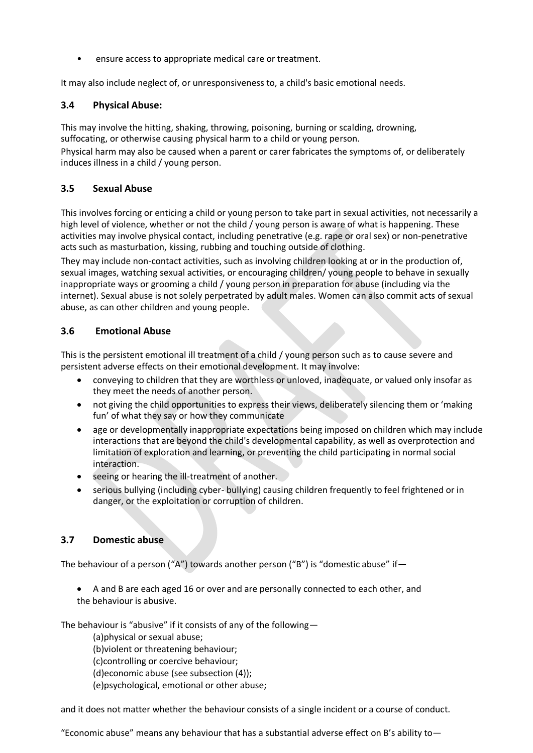- ensure access to appropriate medical care or treatment.

It may also include neglect of, or unresponsiveness to, a child's basic emotional needs.

### 3.4 Physical Abuse:

This may involve the hitting, shaking, throwing, poisoning, burning or scalding, drowning, suffocating, or otherwise causing physical harm to a child or young person.

Physical harm may also be caused when a parent or carer fabricates the symptoms of, or deliberately induces illness in a child / young person.

### 3.5 Sexual Abuse

This involves forcing or enticing a child or young person to take part in sexual activities, not necessarily a high level of violence, whether or not the child / young person is aware of what is happening. These activities may involve physical contact, including penetrative (e.g. rape or oral sex) or non-penetrative acts such as masturbation, kissing, rubbing and touching outside of clothing.

They may include non-contact activities, such as involving children looking at or in the production of, sexual images, watching sexual activities, or encouraging children/ young people to behave in sexually inappropriate ways or grooming a child / young person in preparation for abuse (including via the internet). Sexual abuse is not solely perpetrated by adult males. Women can also commit acts of sexual abuse, as can other children and young people.

### 3.6 Emotional Abuse

This is the persistent emotional ill treatment of a child / young person such as to cause severe and persistent adverse effects on their emotional development. It may involve:

- conveying to children that they are worthless or unloved, inadequate, or valued only insofar as they meet the needs of another person.
- not giving the child opportunities to express their views, deliberately silencing them or 'making fun' of what they say or how they communicate
- age or developmentally inappropriate expectations being imposed on children which may include interactions that are beyond the child's developmental capability, as well as overprotection and limitation of exploration and learning, or preventing the child participating in normal social interaction.
- seeing or hearing the ill-treatment of another.
- serious bullying (including cyber- bullying) causing children frequently to feel frightened or in danger, or the exploitation or corruption of children.

### 3.7 Domestic abuse

The behaviour of a person ("A") towards another person ("B") is "domestic abuse" if—

- A and B are each aged 16 or over and are personally connected to each other, and
  the behaviour is abusive.

The behaviour is "abusive" if it consists of any of the following—

(a)physical or sexual abuse;
(b)violent or threatening behaviour;
(c)controlling or coercive behaviour;
(d)economic abuse (see subsection (4));
(e)psychological, emotional or other abuse;

and it does not matter whether the behaviour consists of a single incident or a course of conduct.

"Economic abuse" means any behaviour that has a substantial adverse effect on B's ability to—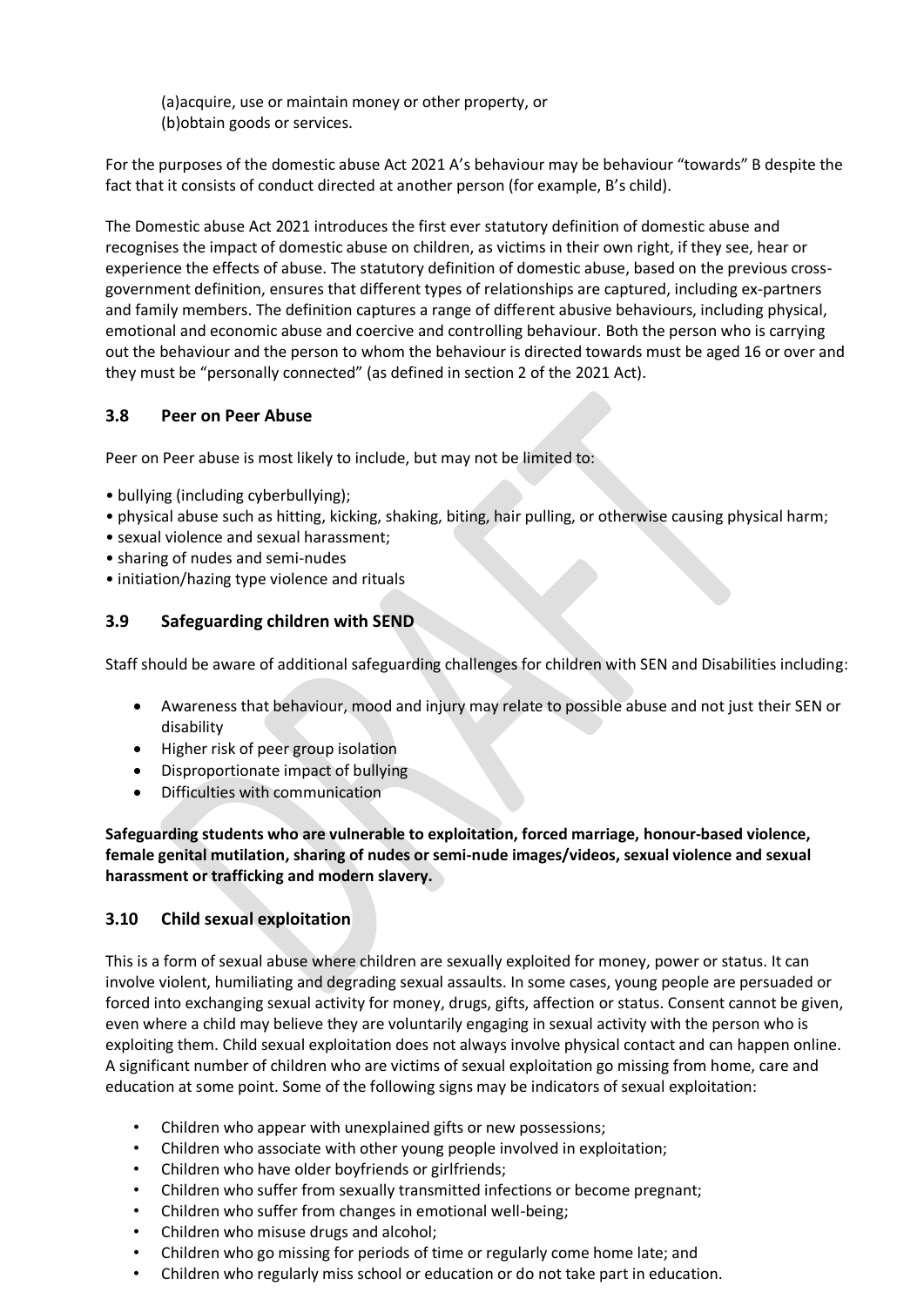(a)acquire, use or maintain money or other property, or
(b)obtain goods or services.

For the purposes of the domestic abuse Act 2021 A's behaviour may be behaviour "towards" B despite the fact that it consists of conduct directed at another person (for example, B's child).

The Domestic abuse Act 2021 introduces the first ever statutory definition of domestic abuse and recognises the impact of domestic abuse on children, as victims in their own right, if they see, hear or experience the effects of abuse. The statutory definition of domestic abuse, based on the previous cross-government definition, ensures that different types of relationships are captured, including ex-partners and family members. The definition captures a range of different abusive behaviours, including physical, emotional and economic abuse and coercive and controlling behaviour. Both the person who is carrying out the behaviour and the person to whom the behaviour is directed towards must be aged 16 or over and they must be "personally connected" (as defined in section 2 of the 2021 Act).

## 3.8 Peer on Peer Abuse

Peer on Peer abuse is most likely to include, but may not be limited to:

- bullying (including cyberbullying);
- physical abuse such as hitting, kicking, shaking, biting, hair pulling, or otherwise causing physical harm;
- sexual violence and sexual harassment;
- sharing of nudes and semi-nudes
- initiation/hazing type violence and rituals

## 3.9 Safeguarding children with SEND

Staff should be aware of additional safeguarding challenges for children with SEN and Disabilities including:

- Awareness that behaviour, mood and injury may relate to possible abuse and not just their SEN or disability
- Higher risk of peer group isolation
- Disproportionate impact of bullying
- Difficulties with communication

**Safeguarding students who are vulnerable to exploitation, forced marriage, honour-based violence, female genital mutilation, sharing of nudes or semi-nude images/videos, sexual violence and sexual harassment or trafficking and modern slavery.**

## 3.10 Child sexual exploitation

This is a form of sexual abuse where children are sexually exploited for money, power or status. It can involve violent, humiliating and degrading sexual assaults. In some cases, young people are persuaded or forced into exchanging sexual activity for money, drugs, gifts, affection or status. Consent cannot be given, even where a child may believe they are voluntarily engaging in sexual activity with the person who is exploiting them. Child sexual exploitation does not always involve physical contact and can happen online. A significant number of children who are victims of sexual exploitation go missing from home, care and education at some point. Some of the following signs may be indicators of sexual exploitation:

- Children who appear with unexplained gifts or new possessions;
- Children who associate with other young people involved in exploitation;
- Children who have older boyfriends or girlfriends;
- Children who suffer from sexually transmitted infections or become pregnant;
- Children who suffer from changes in emotional well-being;
- Children who misuse drugs and alcohol;
- Children who go missing for periods of time or regularly come home late; and
- Children who regularly miss school or education or do not take part in education.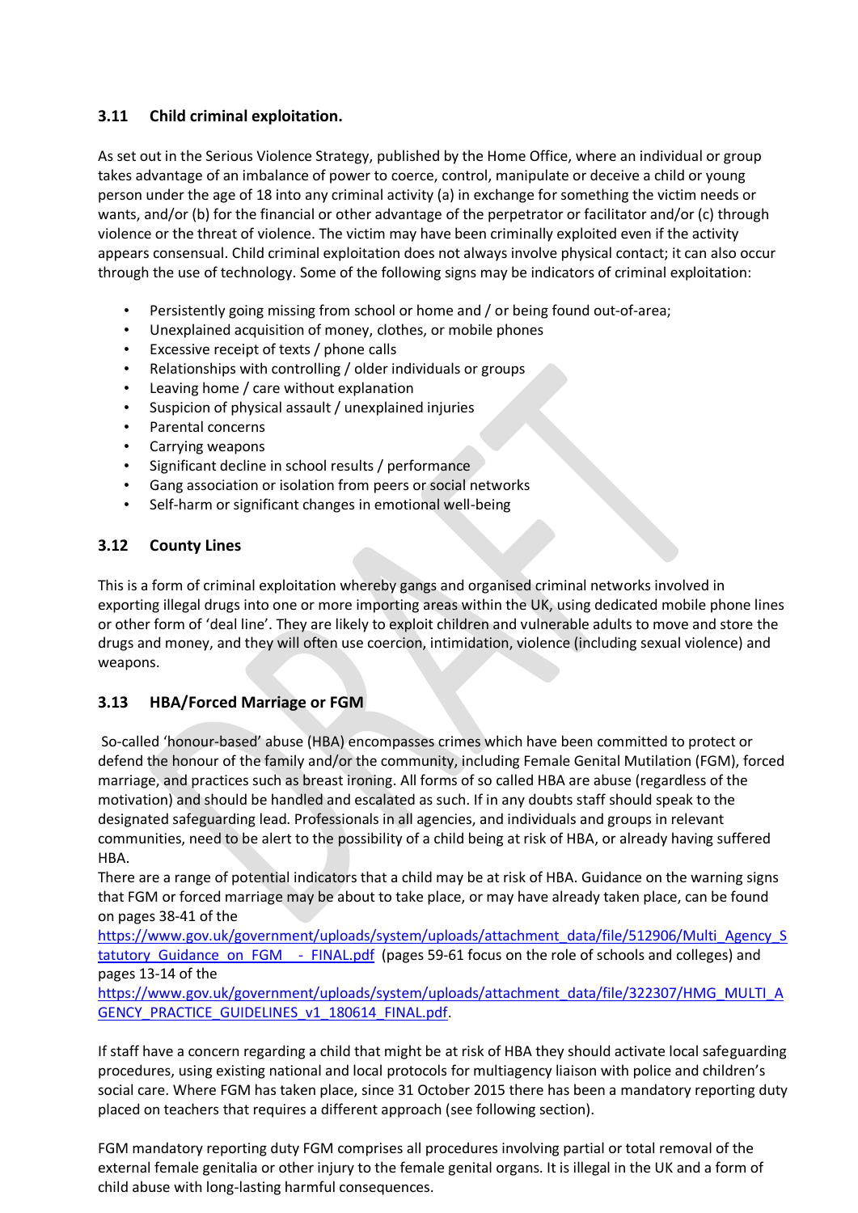### 3.11 Child criminal exploitation.

As set out in the Serious Violence Strategy, published by the Home Office, where an individual or group takes advantage of an imbalance of power to coerce, control, manipulate or deceive a child or young person under the age of 18 into any criminal activity (a) in exchange for something the victim needs or wants, and/or (b) for the financial or other advantage of the perpetrator or facilitator and/or (c) through violence or the threat of violence. The victim may have been criminally exploited even if the activity appears consensual. Child criminal exploitation does not always involve physical contact; it can also occur through the use of technology. Some of the following signs may be indicators of criminal exploitation:

- Persistently going missing from school or home and / or being found out-of-area;
- Unexplained acquisition of money, clothes, or mobile phones
- Excessive receipt of texts / phone calls
- Relationships with controlling / older individuals or groups
- Leaving home / care without explanation
- Suspicion of physical assault / unexplained injuries
- Parental concerns
- Carrying weapons
- Significant decline in school results / performance
- Gang association or isolation from peers or social networks
- Self-harm or significant changes in emotional well-being

### 3.12 County Lines

This is a form of criminal exploitation whereby gangs and organised criminal networks involved in exporting illegal drugs into one or more importing areas within the UK, using dedicated mobile phone lines or other form of 'deal line'. They are likely to exploit children and vulnerable adults to move and store the drugs and money, and they will often use coercion, intimidation, violence (including sexual violence) and weapons.

### 3.13 HBA/Forced Marriage or FGM

So-called 'honour-based' abuse (HBA) encompasses crimes which have been committed to protect or defend the honour of the family and/or the community, including Female Genital Mutilation (FGM), forced marriage, and practices such as breast ironing. All forms of so called HBA are abuse (regardless of the motivation) and should be handled and escalated as such. If in any doubts staff should speak to the designated safeguarding lead. Professionals in all agencies, and individuals and groups in relevant communities, need to be alert to the possibility of a child being at risk of HBA, or already having suffered HBA.

There are a range of potential indicators that a child may be at risk of HBA. Guidance on the warning signs that FGM or forced marriage may be about to take place, or may have already taken place, can be found on pages 38-41 of the [https://www.gov.uk/government/uploads/system/uploads/attachment_data/file/512906/Multi_Agency_Statutory_Guidance_on_FGM__-_FINAL.pdf](https://www.gov.uk/government/uploads/system/uploads/attachment_data/file/512906/Multi_Agency_Statutory_Guidance_on_FGM__-_FINAL.pdf) (pages 59-61 focus on the role of schools and colleges) and pages 13-14 of the [https://www.gov.uk/government/uploads/system/uploads/attachment_data/file/322307/HMG_MULTI_AGENCY_PRACTICE_GUIDELINES_v1_180614_FINAL.pdf](https://www.gov.uk/government/uploads/system/uploads/attachment_data/file/322307/HMG_MULTI_AGENCY_PRACTICE_GUIDELINES_v1_180614_FINAL.pdf).

If staff have a concern regarding a child that might be at risk of HBA they should activate local safeguarding procedures, using existing national and local protocols for multiagency liaison with police and children's social care. Where FGM has taken place, since 31 October 2015 there has been a mandatory reporting duty placed on teachers that requires a different approach (see following section).

FGM mandatory reporting duty FGM comprises all procedures involving partial or total removal of the external female genitalia or other injury to the female genital organs. It is illegal in the UK and a form of child abuse with long-lasting harmful consequences.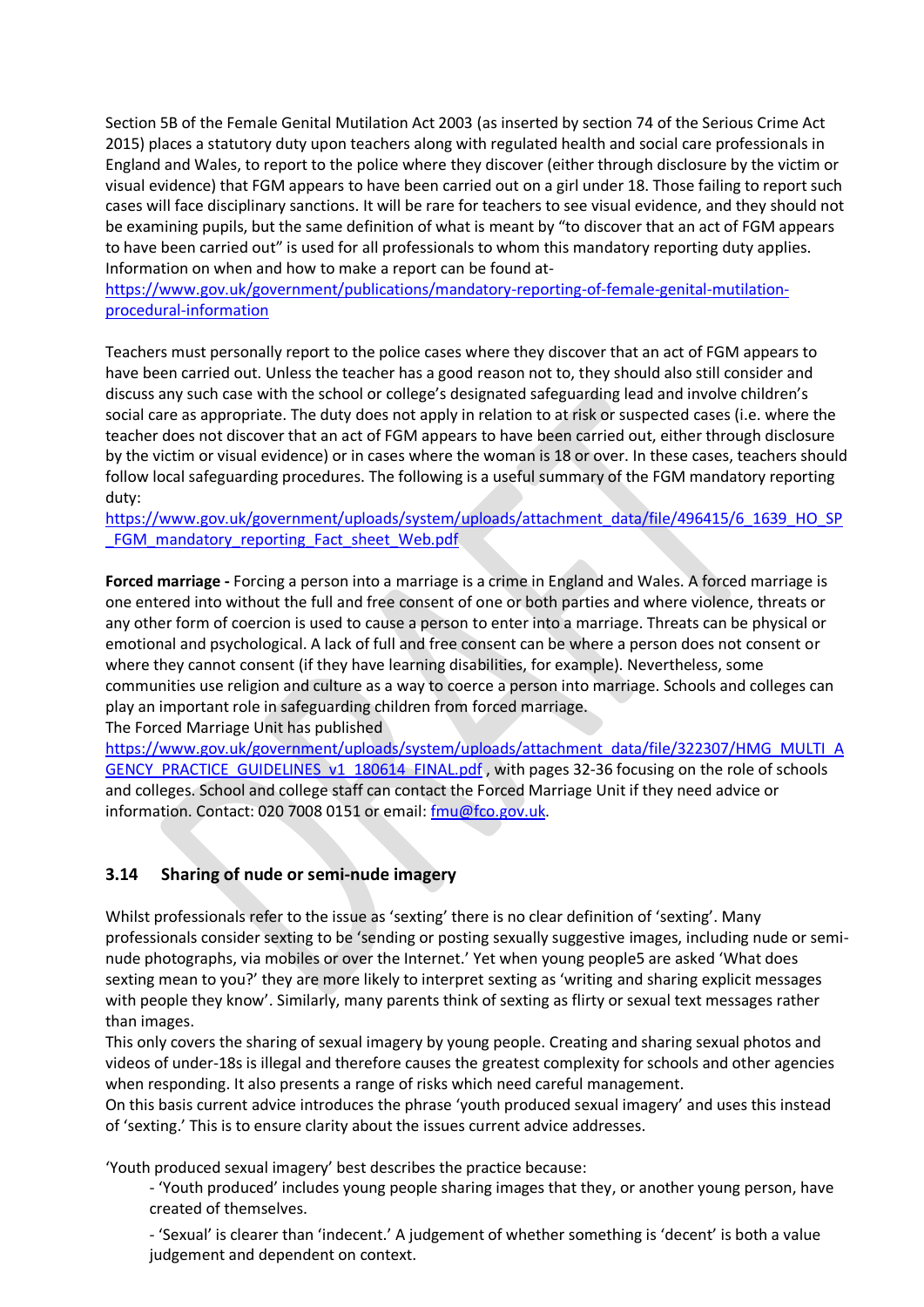Section 5B of the Female Genital Mutilation Act 2003 (as inserted by section 74 of the Serious Crime Act 2015) places a statutory duty upon teachers along with regulated health and social care professionals in England and Wales, to report to the police where they discover (either through disclosure by the victim or visual evidence) that FGM appears to have been carried out on a girl under 18. Those failing to report such cases will face disciplinary sanctions. It will be rare for teachers to see visual evidence, and they should not be examining pupils, but the same definition of what is meant by "to discover that an act of FGM appears to have been carried out" is used for all professionals to whom this mandatory reporting duty applies. Information on when and how to make a report can be found at-
https://www.gov.uk/government/publications/mandatory-reporting-of-female-genital-mutilation-procedural-information

Teachers must personally report to the police cases where they discover that an act of FGM appears to have been carried out. Unless the teacher has a good reason not to, they should also still consider and discuss any such case with the school or college's designated safeguarding lead and involve children's social care as appropriate. The duty does not apply in relation to at risk or suspected cases (i.e. where the teacher does not discover that an act of FGM appears to have been carried out, either through disclosure by the victim or visual evidence) or in cases where the woman is 18 or over. In these cases, teachers should follow local safeguarding procedures. The following is a useful summary of the FGM mandatory reporting duty:
https://www.gov.uk/government/uploads/system/uploads/attachment_data/file/496415/6_1639_HO_SP_FGM_mandatory_reporting_Fact_sheet_Web.pdf

**Forced marriage -** Forcing a person into a marriage is a crime in England and Wales. A forced marriage is one entered into without the full and free consent of one or both parties and where violence, threats or any other form of coercion is used to cause a person to enter into a marriage. Threats can be physical or emotional and psychological. A lack of full and free consent can be where a person does not consent or where they cannot consent (if they have learning disabilities, for example). Nevertheless, some communities use religion and culture as a way to coerce a person into marriage. Schools and colleges can play an important role in safeguarding children from forced marriage.
The Forced Marriage Unit has published
https://www.gov.uk/government/uploads/system/uploads/attachment_data/file/322307/HMG_MULTI_AGENCY_PRACTICE_GUIDELINES_v1_180614_FINAL.pdf , with pages 32-36 focusing on the role of schools and colleges. School and college staff can contact the Forced Marriage Unit if they need advice or information. Contact: 020 7008 0151 or email: fmu@fco.gov.uk.

## 3.14 Sharing of nude or semi-nude imagery

Whilst professionals refer to the issue as 'sexting' there is no clear definition of 'sexting'. Many professionals consider sexting to be 'sending or posting sexually suggestive images, including nude or semi-nude photographs, via mobiles or over the Internet.' Yet when young people5 are asked 'What does sexting mean to you?' they are more likely to interpret sexting as 'writing and sharing explicit messages with people they know'. Similarly, many parents think of sexting as flirty or sexual text messages rather than images.
This only covers the sharing of sexual imagery by young people. Creating and sharing sexual photos and videos of under-18s is illegal and therefore causes the greatest complexity for schools and other agencies when responding. It also presents a range of risks which need careful management.
On this basis current advice introduces the phrase 'youth produced sexual imagery' and uses this instead of 'sexting.' This is to ensure clarity about the issues current advice addresses.

'Youth produced sexual imagery' best describes the practice because:

- 'Youth produced' includes young people sharing images that they, or another young person, have created of themselves.
- 'Sexual' is clearer than 'indecent.' A judgement of whether something is 'decent' is both a value judgement and dependent on context.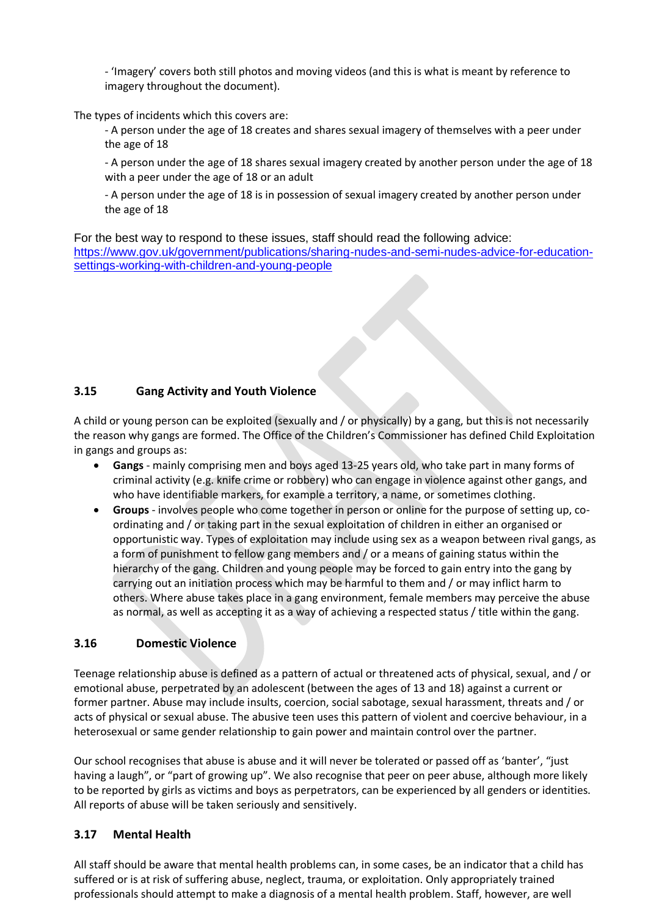- 'Imagery' covers both still photos and moving videos (and this is what is meant by reference to imagery throughout the document).

The types of incidents which this covers are:

- A person under the age of 18 creates and shares sexual imagery of themselves with a peer under the age of 18

- A person under the age of 18 shares sexual imagery created by another person under the age of 18 with a peer under the age of 18 or an adult

- A person under the age of 18 is in possession of sexual imagery created by another person under the age of 18

For the best way to respond to these issues, staff should read the following advice: https://www.gov.uk/government/publications/sharing-nudes-and-semi-nudes-advice-for-education-settings-working-with-children-and-young-people

### 3.15 Gang Activity and Youth Violence

A child or young person can be exploited (sexually and / or physically) by a gang, but this is not necessarily the reason why gangs are formed. The Office of the Children's Commissioner has defined Child Exploitation in gangs and groups as:

- **Gangs** - mainly comprising men and boys aged 13-25 years old, who take part in many forms of criminal activity (e.g. knife crime or robbery) who can engage in violence against other gangs, and who have identifiable markers, for example a territory, a name, or sometimes clothing.
- **Groups** - involves people who come together in person or online for the purpose of setting up, co-ordinating and / or taking part in the sexual exploitation of children in either an organised or opportunistic way. Types of exploitation may include using sex as a weapon between rival gangs, as a form of punishment to fellow gang members and / or a means of gaining status within the hierarchy of the gang. Children and young people may be forced to gain entry into the gang by carrying out an initiation process which may be harmful to them and / or may inflict harm to others. Where abuse takes place in a gang environment, female members may perceive the abuse as normal, as well as accepting it as a way of achieving a respected status / title within the gang.

### 3.16 Domestic Violence

Teenage relationship abuse is defined as a pattern of actual or threatened acts of physical, sexual, and / or emotional abuse, perpetrated by an adolescent (between the ages of 13 and 18) against a current or former partner. Abuse may include insults, coercion, social sabotage, sexual harassment, threats and / or acts of physical or sexual abuse. The abusive teen uses this pattern of violent and coercive behaviour, in a heterosexual or same gender relationship to gain power and maintain control over the partner.

Our school recognises that abuse is abuse and it will never be tolerated or passed off as 'banter', "just having a laugh", or "part of growing up". We also recognise that peer on peer abuse, although more likely to be reported by girls as victims and boys as perpetrators, can be experienced by all genders or identities. All reports of abuse will be taken seriously and sensitively.

### 3.17 Mental Health

All staff should be aware that mental health problems can, in some cases, be an indicator that a child has suffered or is at risk of suffering abuse, neglect, trauma, or exploitation. Only appropriately trained professionals should attempt to make a diagnosis of a mental health problem. Staff, however, are well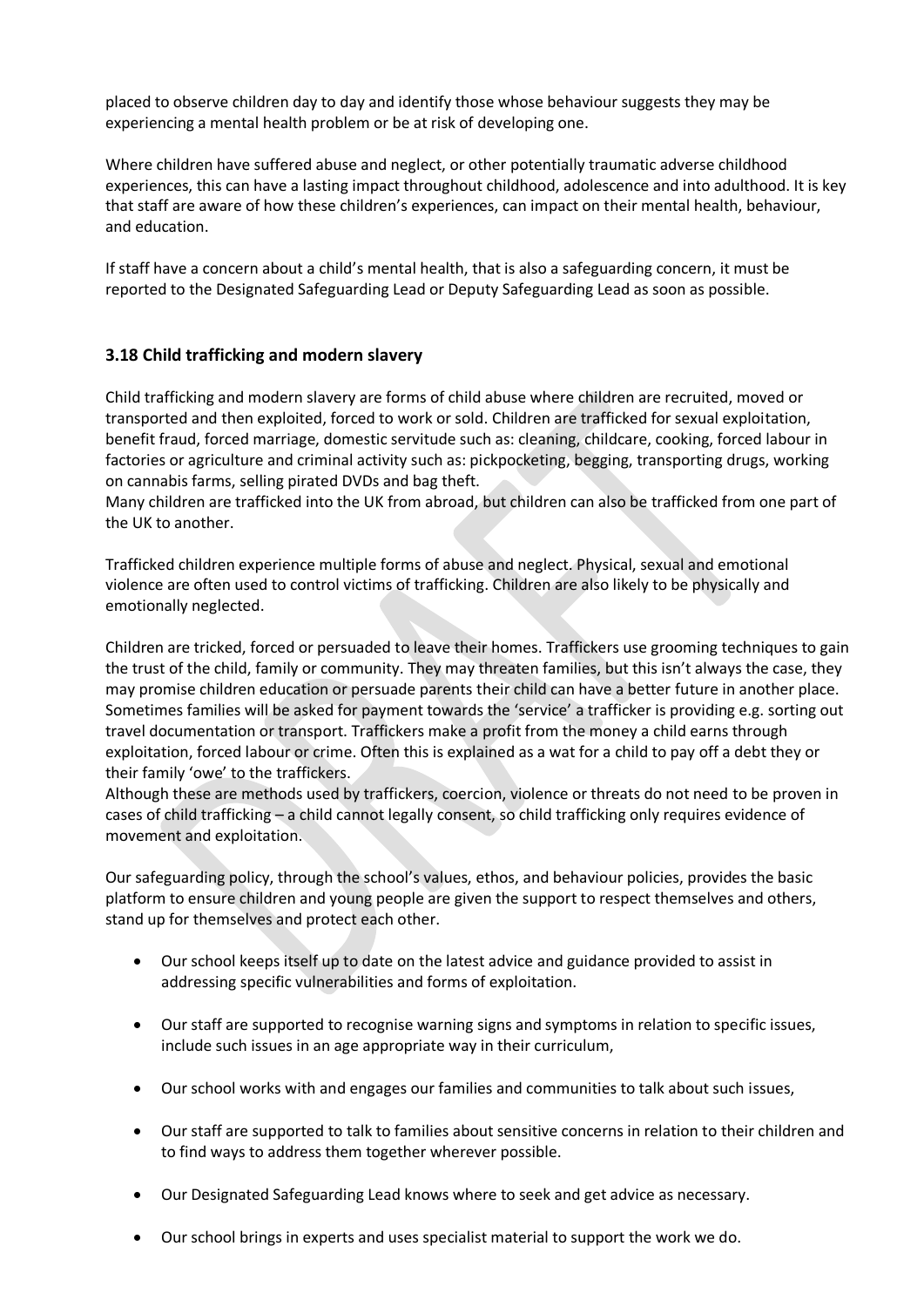placed to observe children day to day and identify those whose behaviour suggests they may be experiencing a mental health problem or be at risk of developing one.

Where children have suffered abuse and neglect, or other potentially traumatic adverse childhood experiences, this can have a lasting impact throughout childhood, adolescence and into adulthood. It is key that staff are aware of how these children's experiences, can impact on their mental health, behaviour, and education.

If staff have a concern about a child's mental health, that is also a safeguarding concern, it must be reported to the Designated Safeguarding Lead or Deputy Safeguarding Lead as soon as possible.

### 3.18 Child trafficking and modern slavery

Child trafficking and modern slavery are forms of child abuse where children are recruited, moved or transported and then exploited, forced to work or sold. Children are trafficked for sexual exploitation, benefit fraud, forced marriage, domestic servitude such as: cleaning, childcare, cooking, forced labour in factories or agriculture and criminal activity such as: pickpocketing, begging, transporting drugs, working on cannabis farms, selling pirated DVDs and bag theft.
Many children are trafficked into the UK from abroad, but children can also be trafficked from one part of the UK to another.

Trafficked children experience multiple forms of abuse and neglect. Physical, sexual and emotional violence are often used to control victims of trafficking. Children are also likely to be physically and emotionally neglected.

Children are tricked, forced or persuaded to leave their homes. Traffickers use grooming techniques to gain the trust of the child, family or community. They may threaten families, but this isn't always the case, they may promise children education or persuade parents their child can have a better future in another place. Sometimes families will be asked for payment towards the 'service' a trafficker is providing e.g. sorting out travel documentation or transport. Traffickers make a profit from the money a child earns through exploitation, forced labour or crime. Often this is explained as a wat for a child to pay off a debt they or their family 'owe' to the traffickers.
Although these are methods used by traffickers, coercion, violence or threats do not need to be proven in cases of child trafficking – a child cannot legally consent, so child trafficking only requires evidence of movement and exploitation.

Our safeguarding policy, through the school's values, ethos, and behaviour policies, provides the basic platform to ensure children and young people are given the support to respect themselves and others, stand up for themselves and protect each other.

- Our school keeps itself up to date on the latest advice and guidance provided to assist in addressing specific vulnerabilities and forms of exploitation.
- Our staff are supported to recognise warning signs and symptoms in relation to specific issues, include such issues in an age appropriate way in their curriculum,
- Our school works with and engages our families and communities to talk about such issues,
- Our staff are supported to talk to families about sensitive concerns in relation to their children and to find ways to address them together wherever possible.
- Our Designated Safeguarding Lead knows where to seek and get advice as necessary.
- Our school brings in experts and uses specialist material to support the work we do.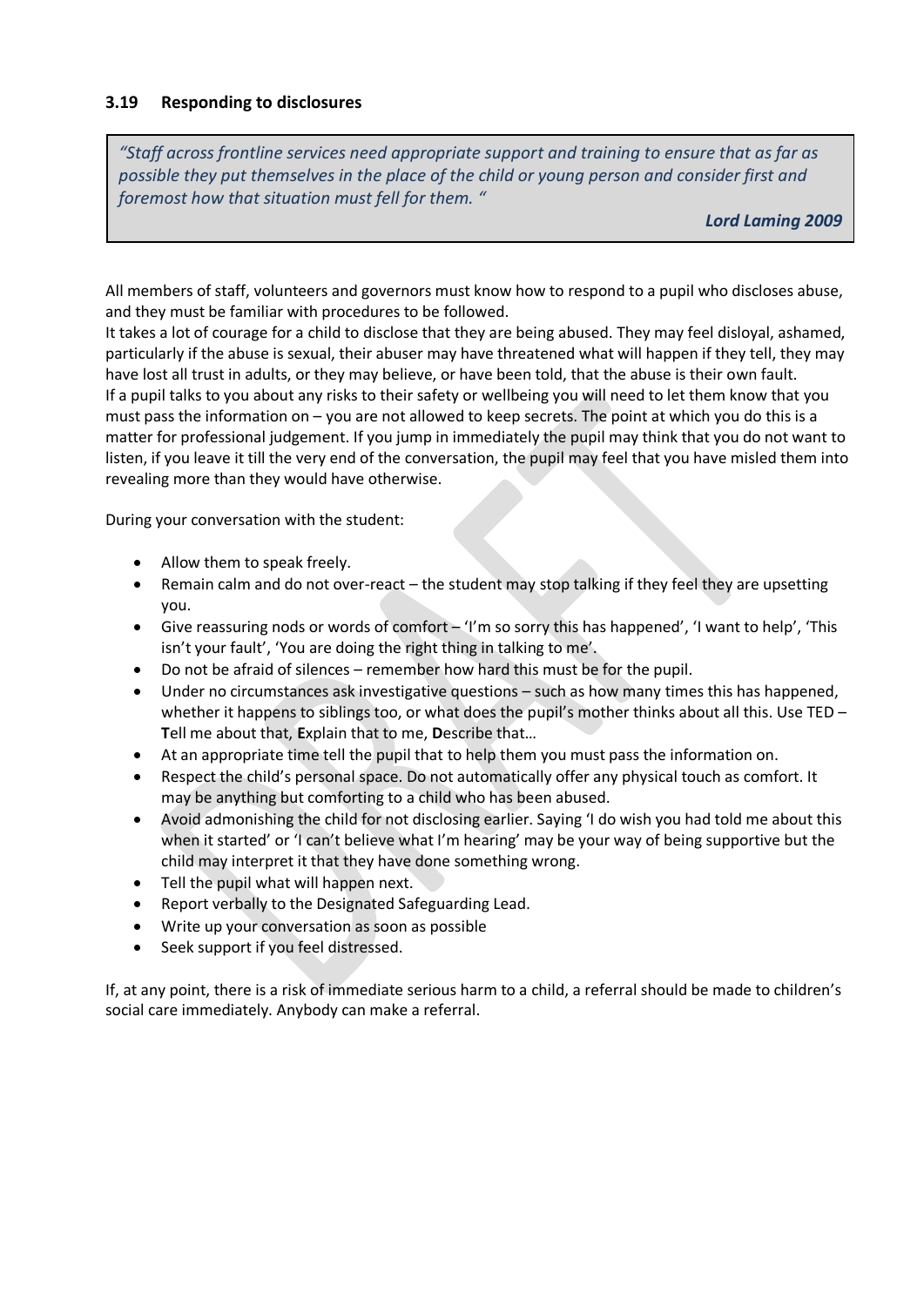### 3.19 Responding to disclosures

> *"Staff across frontline services need appropriate support and training to ensure that as far as possible they put themselves in the place of the child or young person and consider first and foremost how that situation must fell for them. "*
>
> ***Lord Laming 2009***

All members of staff, volunteers and governors must know how to respond to a pupil who discloses abuse, and they must be familiar with procedures to be followed.

It takes a lot of courage for a child to disclose that they are being abused. They may feel disloyal, ashamed, particularly if the abuse is sexual, their abuser may have threatened what will happen if they tell, they may have lost all trust in adults, or they may believe, or have been told, that the abuse is their own fault.

If a pupil talks to you about any risks to their safety or wellbeing you will need to let them know that you must pass the information on – you are not allowed to keep secrets. The point at which you do this is a matter for professional judgement. If you jump in immediately the pupil may think that you do not want to listen, if you leave it till the very end of the conversation, the pupil may feel that you have misled them into revealing more than they would have otherwise.

During your conversation with the student:

- Allow them to speak freely.
- Remain calm and do not over-react – the student may stop talking if they feel they are upsetting you.
- Give reassuring nods or words of comfort – 'I'm so sorry this has happened', 'I want to help', 'This isn't your fault', 'You are doing the right thing in talking to me'.
- Do not be afraid of silences – remember how hard this must be for the pupil.
- Under no circumstances ask investigative questions – such as how many times this has happened, whether it happens to siblings too, or what does the pupil's mother thinks about all this. Use TED – **T**ell me about that, **E**xplain that to me, **D**escribe that…
- At an appropriate time tell the pupil that to help them you must pass the information on.
- Respect the child's personal space. Do not automatically offer any physical touch as comfort. It may be anything but comforting to a child who has been abused.
- Avoid admonishing the child for not disclosing earlier. Saying 'I do wish you had told me about this when it started' or 'I can't believe what I'm hearing' may be your way of being supportive but the child may interpret it that they have done something wrong.
- Tell the pupil what will happen next.
- Report verbally to the Designated Safeguarding Lead.
- Write up your conversation as soon as possible
- Seek support if you feel distressed.

If, at any point, there is a risk of immediate serious harm to a child, a referral should be made to children's social care immediately. Anybody can make a referral.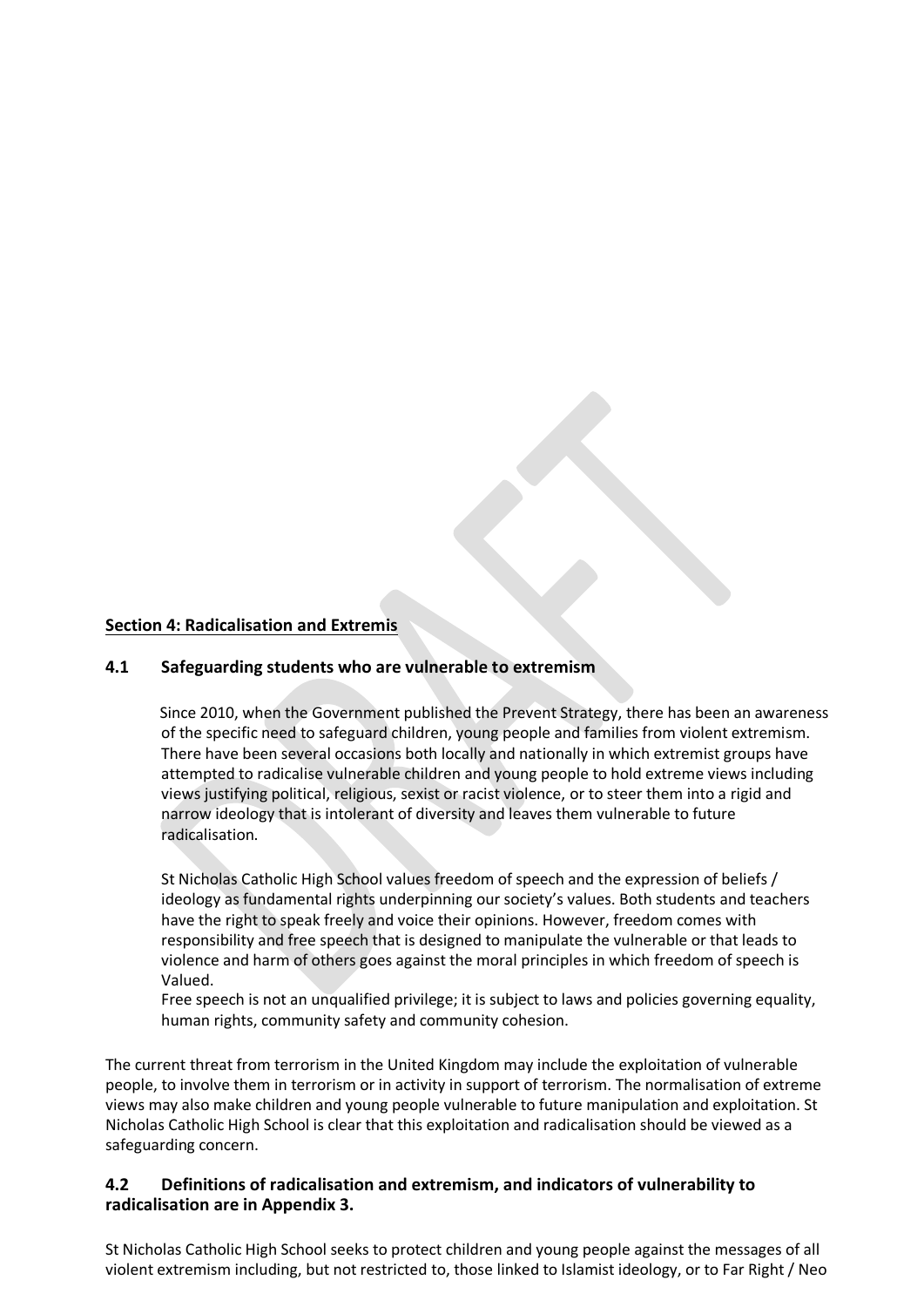## Section 4: Radicalisation and Extremis

### 4.1 Safeguarding students who are vulnerable to extremism

Since 2010, when the Government published the Prevent Strategy, there has been an awareness of the specific need to safeguard children, young people and families from violent extremism. There have been several occasions both locally and nationally in which extremist groups have attempted to radicalise vulnerable children and young people to hold extreme views including views justifying political, religious, sexist or racist violence, or to steer them into a rigid and narrow ideology that is intolerant of diversity and leaves them vulnerable to future radicalisation.

St Nicholas Catholic High School values freedom of speech and the expression of beliefs / ideology as fundamental rights underpinning our society's values. Both students and teachers have the right to speak freely and voice their opinions. However, freedom comes with responsibility and free speech that is designed to manipulate the vulnerable or that leads to violence and harm of others goes against the moral principles in which freedom of speech is Valued.
Free speech is not an unqualified privilege; it is subject to laws and policies governing equality, human rights, community safety and community cohesion.

The current threat from terrorism in the United Kingdom may include the exploitation of vulnerable people, to involve them in terrorism or in activity in support of terrorism. The normalisation of extreme views may also make children and young people vulnerable to future manipulation and exploitation. St Nicholas Catholic High School is clear that this exploitation and radicalisation should be viewed as a safeguarding concern.

### 4.2 Definitions of radicalisation and extremism, and indicators of vulnerability to radicalisation are in Appendix 3.

St Nicholas Catholic High School seeks to protect children and young people against the messages of all violent extremism including, but not restricted to, those linked to Islamist ideology, or to Far Right / Neo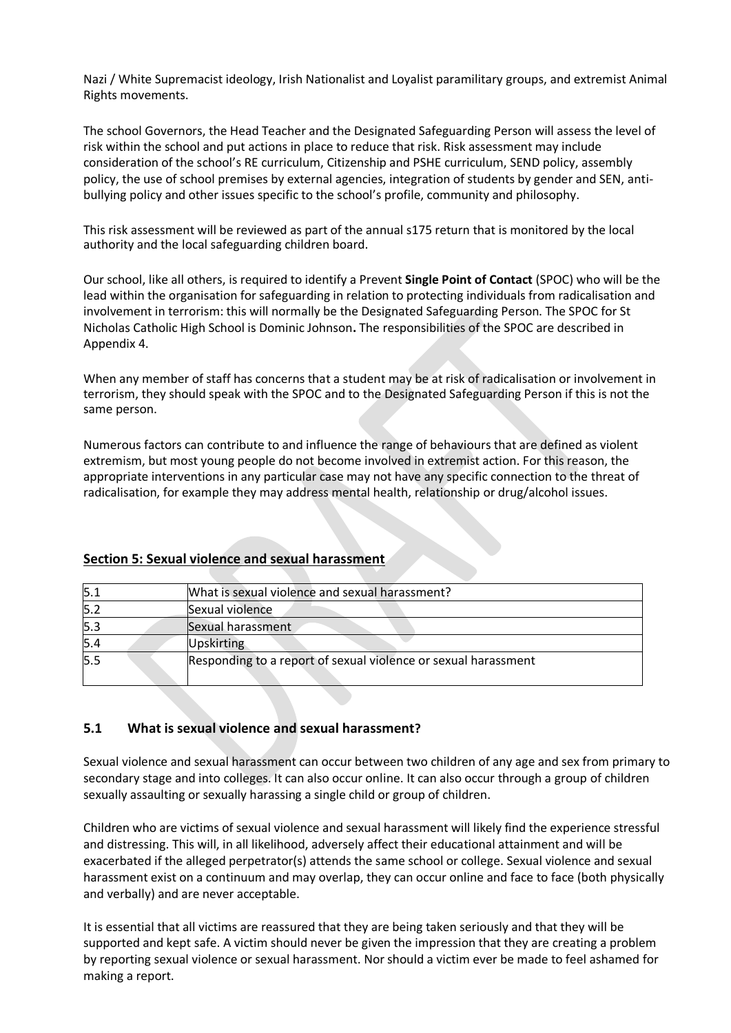Nazi / White Supremacist ideology, Irish Nationalist and Loyalist paramilitary groups, and extremist Animal Rights movements.

The school Governors, the Head Teacher and the Designated Safeguarding Person will assess the level of risk within the school and put actions in place to reduce that risk. Risk assessment may include consideration of the school's RE curriculum, Citizenship and PSHE curriculum, SEND policy, assembly policy, the use of school premises by external agencies, integration of students by gender and SEN, anti-bullying policy and other issues specific to the school's profile, community and philosophy.

This risk assessment will be reviewed as part of the annual s175 return that is monitored by the local authority and the local safeguarding children board.

Our school, like all others, is required to identify a Prevent **Single Point of Contact** (SPOC) who will be the lead within the organisation for safeguarding in relation to protecting individuals from radicalisation and involvement in terrorism: this will normally be the Designated Safeguarding Person. The SPOC for St Nicholas Catholic High School is Dominic Johnson**.** The responsibilities of the SPOC are described in Appendix 4.

When any member of staff has concerns that a student may be at risk of radicalisation or involvement in terrorism, they should speak with the SPOC and to the Designated Safeguarding Person if this is not the same person.

Numerous factors can contribute to and influence the range of behaviours that are defined as violent extremism, but most young people do not become involved in extremist action. For this reason, the appropriate interventions in any particular case may not have any specific connection to the threat of radicalisation, for example they may address mental health, relationship or drug/alcohol issues.

## Section 5: Sexual violence and sexual harassment

| 5.1 | What is sexual violence and sexual harassment? |
|---|---|
| 5.2 | Sexual violence |
| 5.3 | Sexual harassment |
| 5.4 | Upskirting |
| 5.5 | Responding to a report of sexual violence or sexual harassment |

### 5.1 What is sexual violence and sexual harassment?

Sexual violence and sexual harassment can occur between two children of any age and sex from primary to secondary stage and into colleges. It can also occur online. It can also occur through a group of children sexually assaulting or sexually harassing a single child or group of children.

Children who are victims of sexual violence and sexual harassment will likely find the experience stressful and distressing. This will, in all likelihood, adversely affect their educational attainment and will be exacerbated if the alleged perpetrator(s) attends the same school or college. Sexual violence and sexual harassment exist on a continuum and may overlap, they can occur online and face to face (both physically and verbally) and are never acceptable.

It is essential that all victims are reassured that they are being taken seriously and that they will be supported and kept safe. A victim should never be given the impression that they are creating a problem by reporting sexual violence or sexual harassment. Nor should a victim ever be made to feel ashamed for making a report.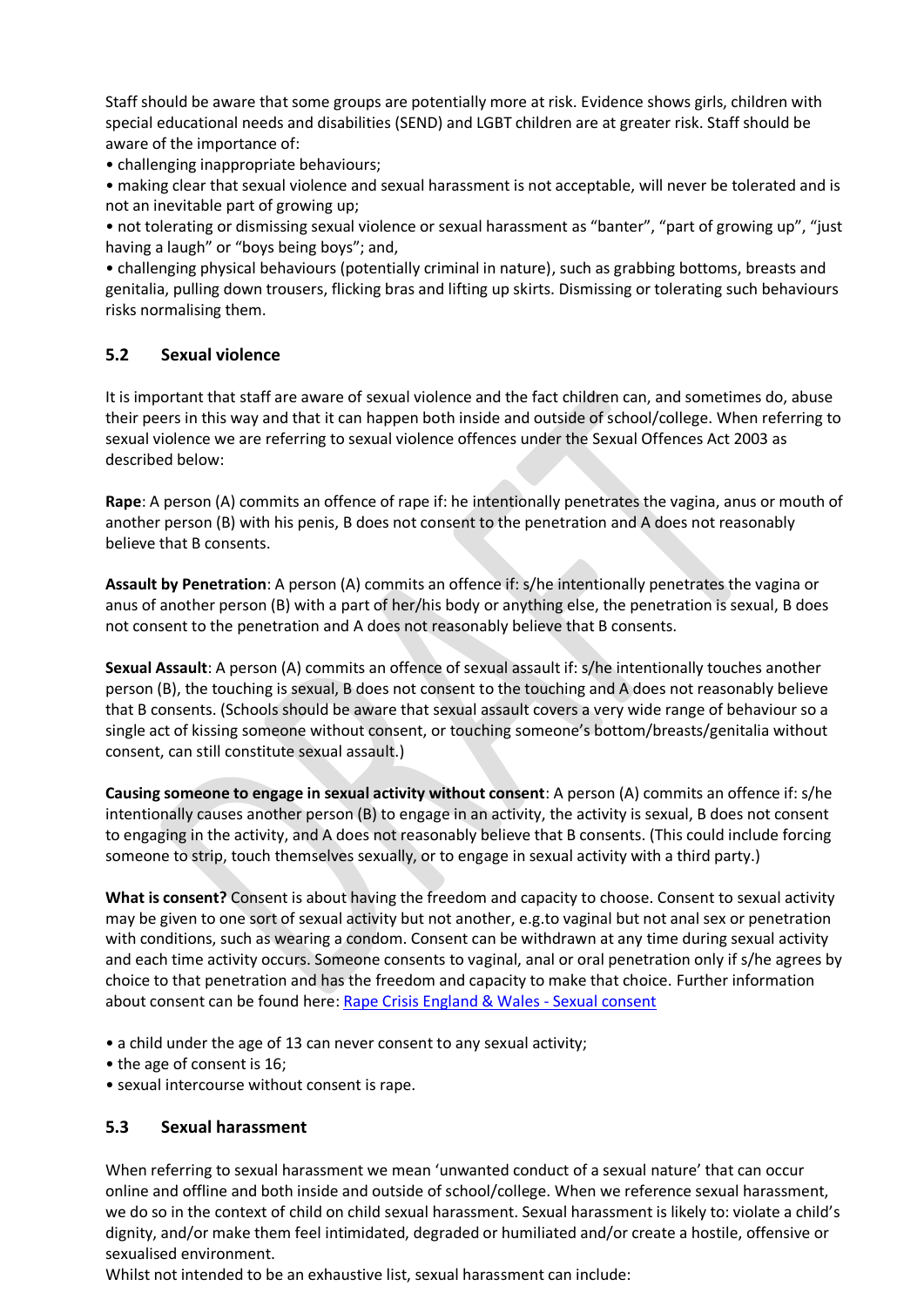Staff should be aware that some groups are potentially more at risk. Evidence shows girls, children with special educational needs and disabilities (SEND) and LGBT children are at greater risk. Staff should be aware of the importance of:

- challenging inappropriate behaviours;
- making clear that sexual violence and sexual harassment is not acceptable, will never be tolerated and is not an inevitable part of growing up;
- not tolerating or dismissing sexual violence or sexual harassment as "banter", "part of growing up", "just having a laugh" or "boys being boys"; and,
- challenging physical behaviours (potentially criminal in nature), such as grabbing bottoms, breasts and genitalia, pulling down trousers, flicking bras and lifting up skirts. Dismissing or tolerating such behaviours risks normalising them.

## 5.2 Sexual violence

It is important that staff are aware of sexual violence and the fact children can, and sometimes do, abuse their peers in this way and that it can happen both inside and outside of school/college. When referring to sexual violence we are referring to sexual violence offences under the Sexual Offences Act 2003 as described below:

**Rape**: A person (A) commits an offence of rape if: he intentionally penetrates the vagina, anus or mouth of another person (B) with his penis, B does not consent to the penetration and A does not reasonably believe that B consents.

**Assault by Penetration**: A person (A) commits an offence if: s/he intentionally penetrates the vagina or anus of another person (B) with a part of her/his body or anything else, the penetration is sexual, B does not consent to the penetration and A does not reasonably believe that B consents.

**Sexual Assault**: A person (A) commits an offence of sexual assault if: s/he intentionally touches another person (B), the touching is sexual, B does not consent to the touching and A does not reasonably believe that B consents. (Schools should be aware that sexual assault covers a very wide range of behaviour so a single act of kissing someone without consent, or touching someone's bottom/breasts/genitalia without consent, can still constitute sexual assault.)

**Causing someone to engage in sexual activity without consent**: A person (A) commits an offence if: s/he intentionally causes another person (B) to engage in an activity, the activity is sexual, B does not consent to engaging in the activity, and A does not reasonably believe that B consents. (This could include forcing someone to strip, touch themselves sexually, or to engage in sexual activity with a third party.)

**What is consent?** Consent is about having the freedom and capacity to choose. Consent to sexual activity may be given to one sort of sexual activity but not another, e.g.to vaginal but not anal sex or penetration with conditions, such as wearing a condom. Consent can be withdrawn at any time during sexual activity and each time activity occurs. Someone consents to vaginal, anal or oral penetration only if s/he agrees by choice to that penetration and has the freedom and capacity to make that choice. Further information about consent can be found here: [Rape Crisis England & Wales - Sexual consent]

- a child under the age of 13 can never consent to any sexual activity;
- the age of consent is 16;
- sexual intercourse without consent is rape.

## 5.3 Sexual harassment

When referring to sexual harassment we mean 'unwanted conduct of a sexual nature' that can occur online and offline and both inside and outside of school/college. When we reference sexual harassment, we do so in the context of child on child sexual harassment. Sexual harassment is likely to: violate a child's dignity, and/or make them feel intimidated, degraded or humiliated and/or create a hostile, offensive or sexualised environment.

Whilst not intended to be an exhaustive list, sexual harassment can include: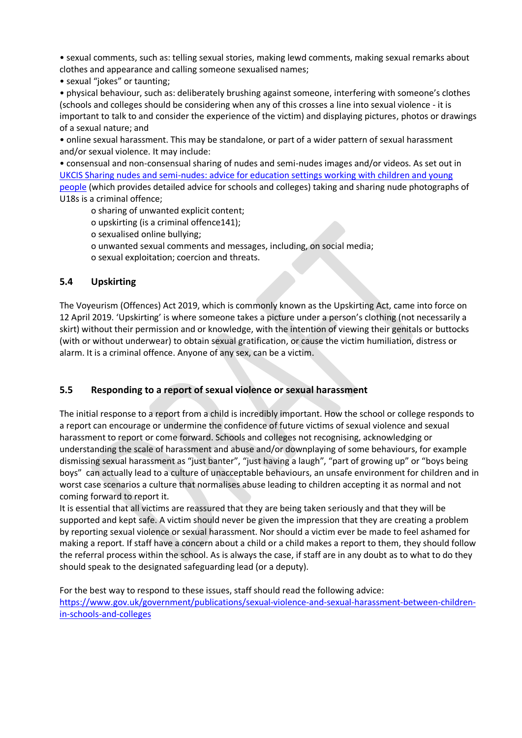- sexual comments, such as: telling sexual stories, making lewd comments, making sexual remarks about clothes and appearance and calling someone sexualised names;
- sexual "jokes" or taunting;
- physical behaviour, such as: deliberately brushing against someone, interfering with someone's clothes (schools and colleges should be considering when any of this crosses a line into sexual violence - it is important to talk to and consider the experience of the victim) and displaying pictures, photos or drawings of a sexual nature; and
- online sexual harassment. This may be standalone, or part of a wider pattern of sexual harassment and/or sexual violence. It may include:
- consensual and non-consensual sharing of nudes and semi-nudes images and/or videos. As set out in UKCIS Sharing nudes and semi-nudes: advice for education settings working with children and young people (which provides detailed advice for schools and colleges) taking and sharing nude photographs of U18s is a criminal offence;
  - o sharing of unwanted explicit content;
  - o upskirting (is a criminal offence141);
  - o sexualised online bullying;
  - o unwanted sexual comments and messages, including, on social media;
  - o sexual exploitation; coercion and threats.

## 5.4 Upskirting

The Voyeurism (Offences) Act 2019, which is commonly known as the Upskirting Act, came into force on 12 April 2019. 'Upskirting' is where someone takes a picture under a person's clothing (not necessarily a skirt) without their permission and or knowledge, with the intention of viewing their genitals or buttocks (with or without underwear) to obtain sexual gratification, or cause the victim humiliation, distress or alarm. It is a criminal offence. Anyone of any sex, can be a victim.

## 5.5 Responding to a report of sexual violence or sexual harassment

The initial response to a report from a child is incredibly important. How the school or college responds to a report can encourage or undermine the confidence of future victims of sexual violence and sexual harassment to report or come forward. Schools and colleges not recognising, acknowledging or understanding the scale of harassment and abuse and/or downplaying of some behaviours, for example dismissing sexual harassment as "just banter", "just having a laugh", "part of growing up" or "boys being boys" can actually lead to a culture of unacceptable behaviours, an unsafe environment for children and in worst case scenarios a culture that normalises abuse leading to children accepting it as normal and not coming forward to report it.

It is essential that all victims are reassured that they are being taken seriously and that they will be supported and kept safe. A victim should never be given the impression that they are creating a problem by reporting sexual violence or sexual harassment. Nor should a victim ever be made to feel ashamed for making a report. If staff have a concern about a child or a child makes a report to them, they should follow the referral process within the school. As is always the case, if staff are in any doubt as to what to do they should speak to the designated safeguarding lead (or a deputy).

For the best way to respond to these issues, staff should read the following advice:
https://www.gov.uk/government/publications/sexual-violence-and-sexual-harassment-between-children-in-schools-and-colleges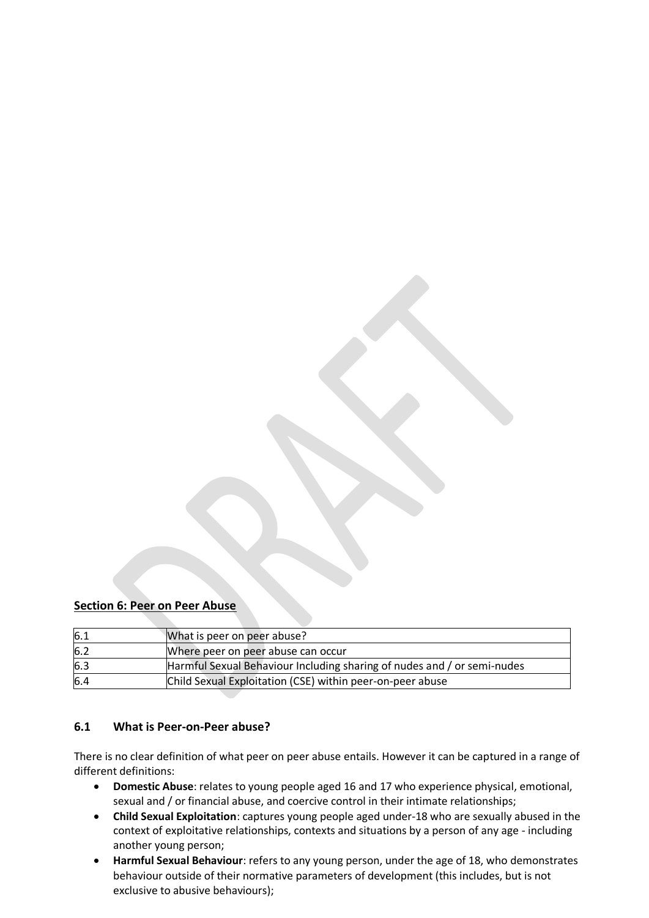**Section 6: Peer on Peer Abuse**

| | |
|---|---|
| 6.1 | What is peer on peer abuse? |
| 6.2 | Where peer on peer abuse can occur |
| 6.3 | Harmful Sexual Behaviour Including sharing of nudes and / or semi-nudes |
| 6.4 | Child Sexual Exploitation (CSE) within peer-on-peer abuse |

## 6.1 What is Peer-on-Peer abuse?

There is no clear definition of what peer on peer abuse entails. However it can be captured in a range of different definitions:

- **Domestic Abuse**: relates to young people aged 16 and 17 who experience physical, emotional, sexual and / or financial abuse, and coercive control in their intimate relationships;
- **Child Sexual Exploitation**: captures young people aged under-18 who are sexually abused in the context of exploitative relationships, contexts and situations by a person of any age - including another young person;
- **Harmful Sexual Behaviour**: refers to any young person, under the age of 18, who demonstrates behaviour outside of their normative parameters of development (this includes, but is not exclusive to abusive behaviours);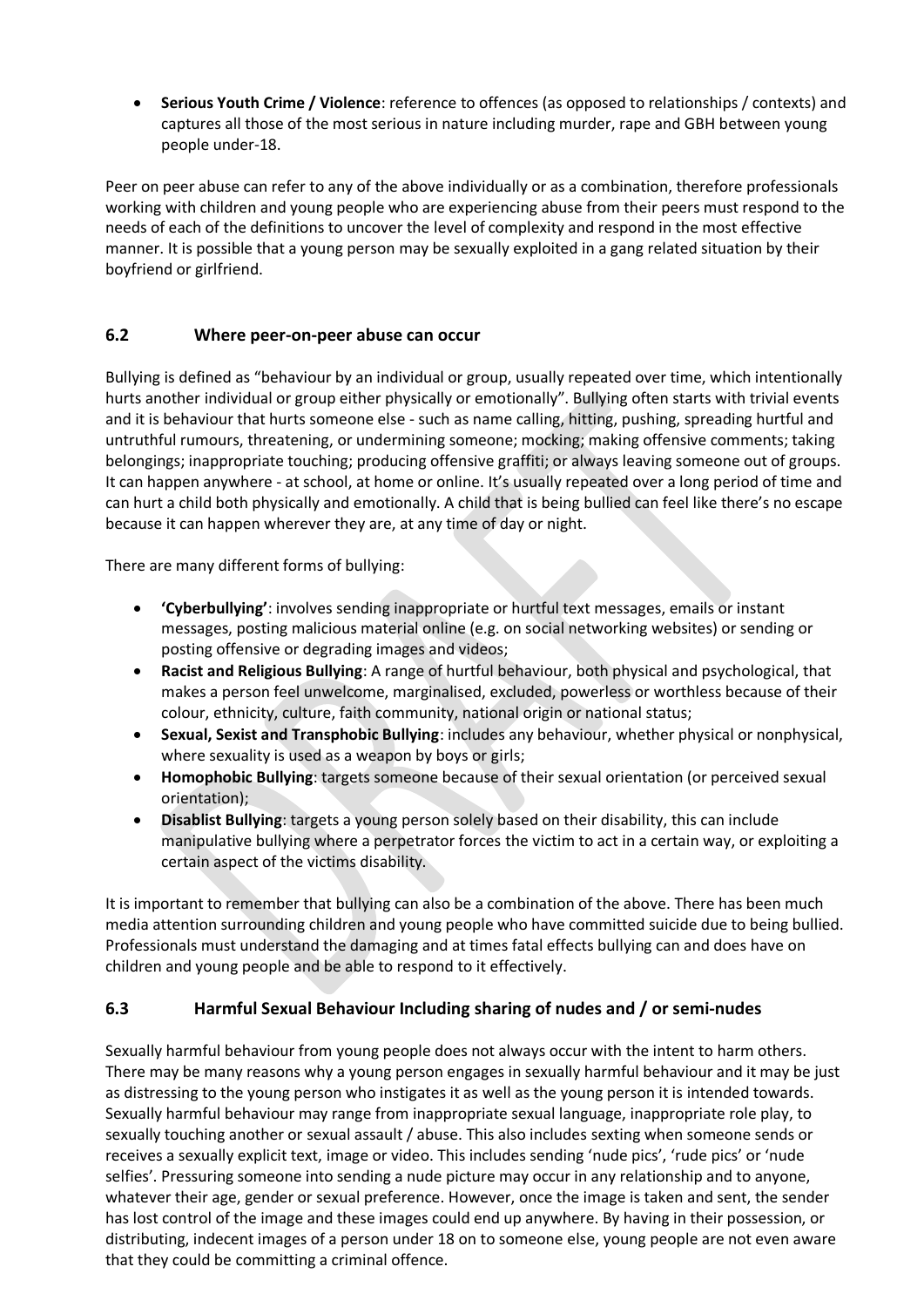- **Serious Youth Crime / Violence**: reference to offences (as opposed to relationships / contexts) and captures all those of the most serious in nature including murder, rape and GBH between young people under-18.

Peer on peer abuse can refer to any of the above individually or as a combination, therefore professionals working with children and young people who are experiencing abuse from their peers must respond to the needs of each of the definitions to uncover the level of complexity and respond in the most effective manner. It is possible that a young person may be sexually exploited in a gang related situation by their boyfriend or girlfriend.

## 6.2 Where peer-on-peer abuse can occur

Bullying is defined as "behaviour by an individual or group, usually repeated over time, which intentionally hurts another individual or group either physically or emotionally". Bullying often starts with trivial events and it is behaviour that hurts someone else - such as name calling, hitting, pushing, spreading hurtful and untruthful rumours, threatening, or undermining someone; mocking; making offensive comments; taking belongings; inappropriate touching; producing offensive graffiti; or always leaving someone out of groups. It can happen anywhere - at school, at home or online. It's usually repeated over a long period of time and can hurt a child both physically and emotionally. A child that is being bullied can feel like there's no escape because it can happen wherever they are, at any time of day or night.

There are many different forms of bullying:

- **'Cyberbullying'**: involves sending inappropriate or hurtful text messages, emails or instant messages, posting malicious material online (e.g. on social networking websites) or sending or posting offensive or degrading images and videos;
- **Racist and Religious Bullying**: A range of hurtful behaviour, both physical and psychological, that makes a person feel unwelcome, marginalised, excluded, powerless or worthless because of their colour, ethnicity, culture, faith community, national origin or national status;
- **Sexual, Sexist and Transphobic Bullying**: includes any behaviour, whether physical or nonphysical, where sexuality is used as a weapon by boys or girls;
- **Homophobic Bullying**: targets someone because of their sexual orientation (or perceived sexual orientation);
- **Disablist Bullying**: targets a young person solely based on their disability, this can include manipulative bullying where a perpetrator forces the victim to act in a certain way, or exploiting a certain aspect of the victims disability.

It is important to remember that bullying can also be a combination of the above. There has been much media attention surrounding children and young people who have committed suicide due to being bullied. Professionals must understand the damaging and at times fatal effects bullying can and does have on children and young people and be able to respond to it effectively.

## 6.3 Harmful Sexual Behaviour Including sharing of nudes and / or semi-nudes

Sexually harmful behaviour from young people does not always occur with the intent to harm others. There may be many reasons why a young person engages in sexually harmful behaviour and it may be just as distressing to the young person who instigates it as well as the young person it is intended towards. Sexually harmful behaviour may range from inappropriate sexual language, inappropriate role play, to sexually touching another or sexual assault / abuse. This also includes sexting when someone sends or receives a sexually explicit text, image or video. This includes sending 'nude pics', 'rude pics' or 'nude selfies'. Pressuring someone into sending a nude picture may occur in any relationship and to anyone, whatever their age, gender or sexual preference. However, once the image is taken and sent, the sender has lost control of the image and these images could end up anywhere. By having in their possession, or distributing, indecent images of a person under 18 on to someone else, young people are not even aware that they could be committing a criminal offence.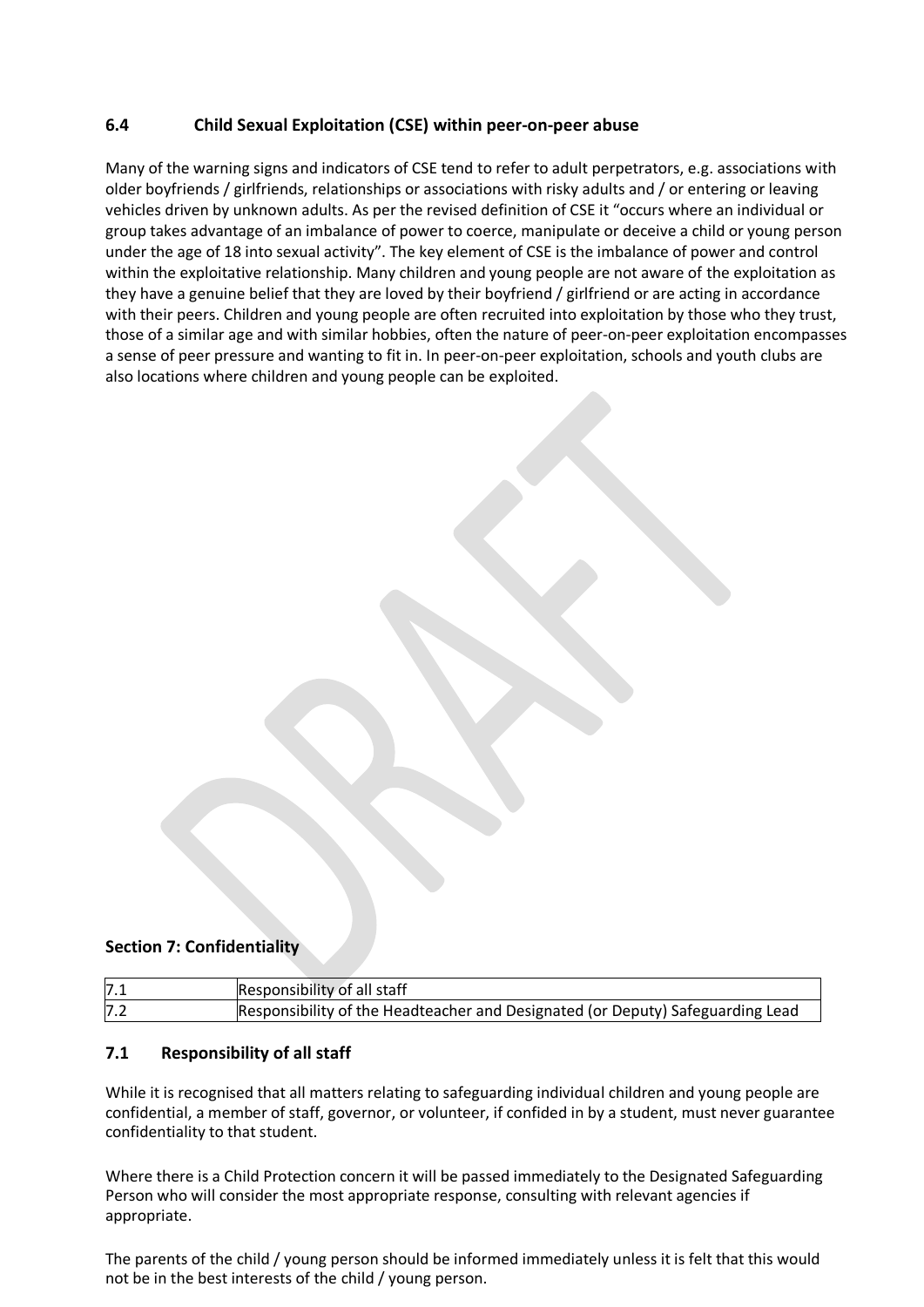### 6.4 Child Sexual Exploitation (CSE) within peer-on-peer abuse

Many of the warning signs and indicators of CSE tend to refer to adult perpetrators, e.g. associations with older boyfriends / girlfriends, relationships or associations with risky adults and / or entering or leaving vehicles driven by unknown adults. As per the revised definition of CSE it "occurs where an individual or group takes advantage of an imbalance of power to coerce, manipulate or deceive a child or young person under the age of 18 into sexual activity". The key element of CSE is the imbalance of power and control within the exploitative relationship. Many children and young people are not aware of the exploitation as they have a genuine belief that they are loved by their boyfriend / girlfriend or are acting in accordance with their peers. Children and young people are often recruited into exploitation by those who they trust, those of a similar age and with similar hobbies, often the nature of peer-on-peer exploitation encompasses a sense of peer pressure and wanting to fit in. In peer-on-peer exploitation, schools and youth clubs are also locations where children and young people can be exploited.

## Section 7: Confidentiality

| | |
|---|---|
| 7.1 | Responsibility of all staff |
| 7.2 | Responsibility of the Headteacher and Designated (or Deputy) Safeguarding Lead |

### 7.1 Responsibility of all staff

While it is recognised that all matters relating to safeguarding individual children and young people are confidential, a member of staff, governor, or volunteer, if confided in by a student, must never guarantee confidentiality to that student.

Where there is a Child Protection concern it will be passed immediately to the Designated Safeguarding Person who will consider the most appropriate response, consulting with relevant agencies if appropriate.

The parents of the child / young person should be informed immediately unless it is felt that this would not be in the best interests of the child / young person.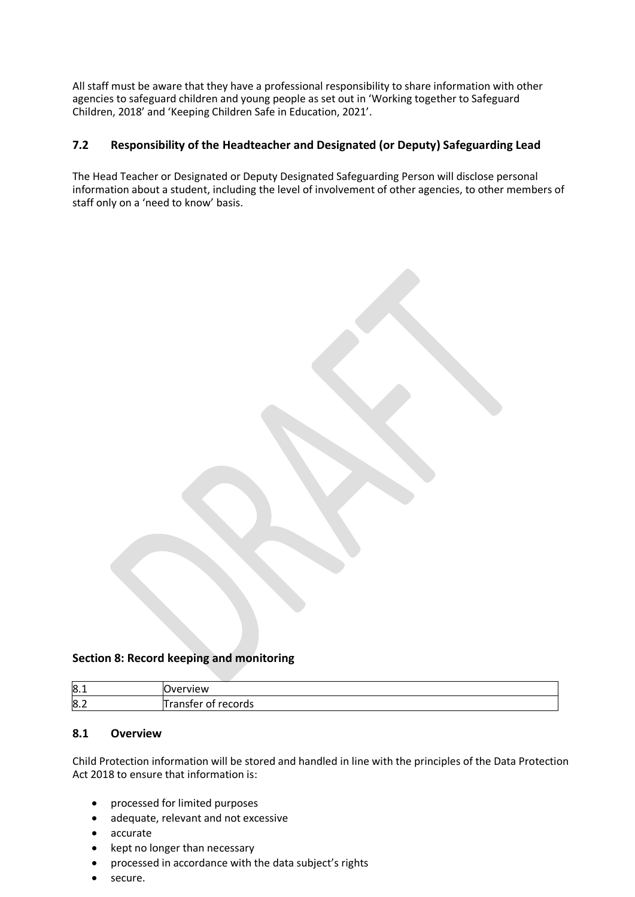All staff must be aware that they have a professional responsibility to share information with other agencies to safeguard children and young people as set out in 'Working together to Safeguard Children, 2018' and 'Keeping Children Safe in Education, 2021'.

### 7.2 Responsibility of the Headteacher and Designated (or Deputy) Safeguarding Lead

The Head Teacher or Designated or Deputy Designated Safeguarding Person will disclose personal information about a student, including the level of involvement of other agencies, to other members of staff only on a 'need to know' basis.

## Section 8: Record keeping and monitoring

| | |
|---|---|
| 8.1 | Overview |
| 8.2 | Transfer of records |

### 8.1 Overview

Child Protection information will be stored and handled in line with the principles of the Data Protection Act 2018 to ensure that information is:

- processed for limited purposes
- adequate, relevant and not excessive
- accurate
- kept no longer than necessary
- processed in accordance with the data subject's rights
- secure.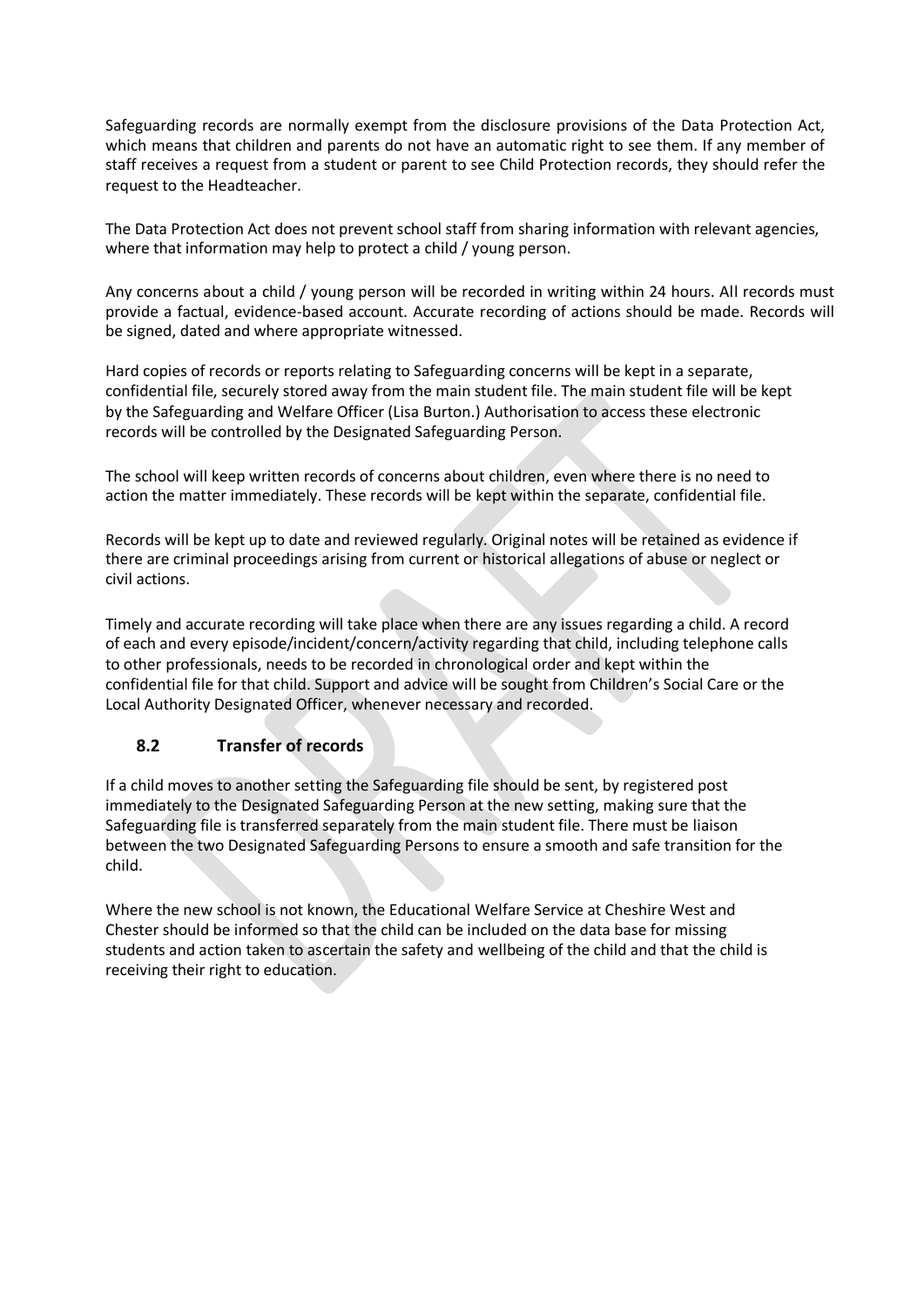Safeguarding records are normally exempt from the disclosure provisions of the Data Protection Act, which means that children and parents do not have an automatic right to see them. If any member of staff receives a request from a student or parent to see Child Protection records, they should refer the request to the Headteacher.

The Data Protection Act does not prevent school staff from sharing information with relevant agencies, where that information may help to protect a child / young person.

Any concerns about a child / young person will be recorded in writing within 24 hours. All records must provide a factual, evidence-based account. Accurate recording of actions should be made. Records will be signed, dated and where appropriate witnessed.

Hard copies of records or reports relating to Safeguarding concerns will be kept in a separate, confidential file, securely stored away from the main student file. The main student file will be kept by the Safeguarding and Welfare Officer (Lisa Burton.) Authorisation to access these electronic records will be controlled by the Designated Safeguarding Person.

The school will keep written records of concerns about children, even where there is no need to action the matter immediately. These records will be kept within the separate, confidential file.

Records will be kept up to date and reviewed regularly. Original notes will be retained as evidence if there are criminal proceedings arising from current or historical allegations of abuse or neglect or civil actions.

Timely and accurate recording will take place when there are any issues regarding a child. A record of each and every episode/incident/concern/activity regarding that child, including telephone calls to other professionals, needs to be recorded in chronological order and kept within the confidential file for that child. Support and advice will be sought from Children's Social Care or the Local Authority Designated Officer, whenever necessary and recorded.

### 8.2 Transfer of records

If a child moves to another setting the Safeguarding file should be sent, by registered post immediately to the Designated Safeguarding Person at the new setting, making sure that the Safeguarding file is transferred separately from the main student file. There must be liaison between the two Designated Safeguarding Persons to ensure a smooth and safe transition for the child.

Where the new school is not known, the Educational Welfare Service at Cheshire West and Chester should be informed so that the child can be included on the data base for missing students and action taken to ascertain the safety and wellbeing of the child and that the child is receiving their right to education.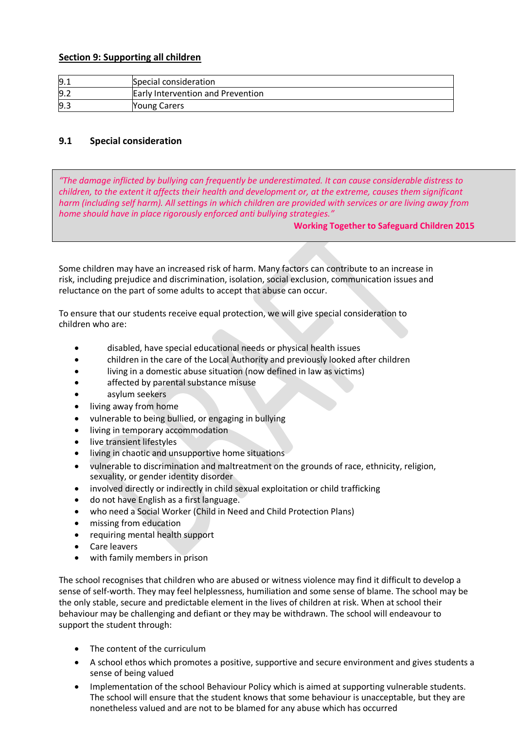## Section 9: Supporting all children

| | |
|---|---|
| 9.1 | Special consideration |
| 9.2 | Early Intervention and Prevention |
| 9.3 | Young Carers |

### 9.1 Special consideration

> *"The damage inflicted by bullying can frequently be underestimated. It can cause considerable distress to children, to the extent it affects their health and development or, at the extreme, causes them significant harm (including self harm). All settings in which children are provided with services or are living away from home should have in place rigorously enforced anti bullying strategies."*
>
> **Working Together to Safeguard Children 2015**

Some children may have an increased risk of harm. Many factors can contribute to an increase in risk, including prejudice and discrimination, isolation, social exclusion, communication issues and reluctance on the part of some adults to accept that abuse can occur.

To ensure that our students receive equal protection, we will give special consideration to children who are:

- disabled, have special educational needs or physical health issues
- children in the care of the Local Authority and previously looked after children
- living in a domestic abuse situation (now defined in law as victims)
- affected by parental substance misuse
- asylum seekers
- living away from home
- vulnerable to being bullied, or engaging in bullying
- living in temporary accommodation
- live transient lifestyles
- living in chaotic and unsupportive home situations
- vulnerable to discrimination and maltreatment on the grounds of race, ethnicity, religion, sexuality, or gender identity disorder
- involved directly or indirectly in child sexual exploitation or child trafficking
- do not have English as a first language.
- who need a Social Worker (Child in Need and Child Protection Plans)
- missing from education
- requiring mental health support
- Care leavers
- with family members in prison

The school recognises that children who are abused or witness violence may find it difficult to develop a sense of self-worth. They may feel helplessness, humiliation and some sense of blame. The school may be the only stable, secure and predictable element in the lives of children at risk. When at school their behaviour may be challenging and defiant or they may be withdrawn. The school will endeavour to support the student through:

- The content of the curriculum
- A school ethos which promotes a positive, supportive and secure environment and gives students a sense of being valued
- Implementation of the school Behaviour Policy which is aimed at supporting vulnerable students. The school will ensure that the student knows that some behaviour is unacceptable, but they are nonetheless valued and are not to be blamed for any abuse which has occurred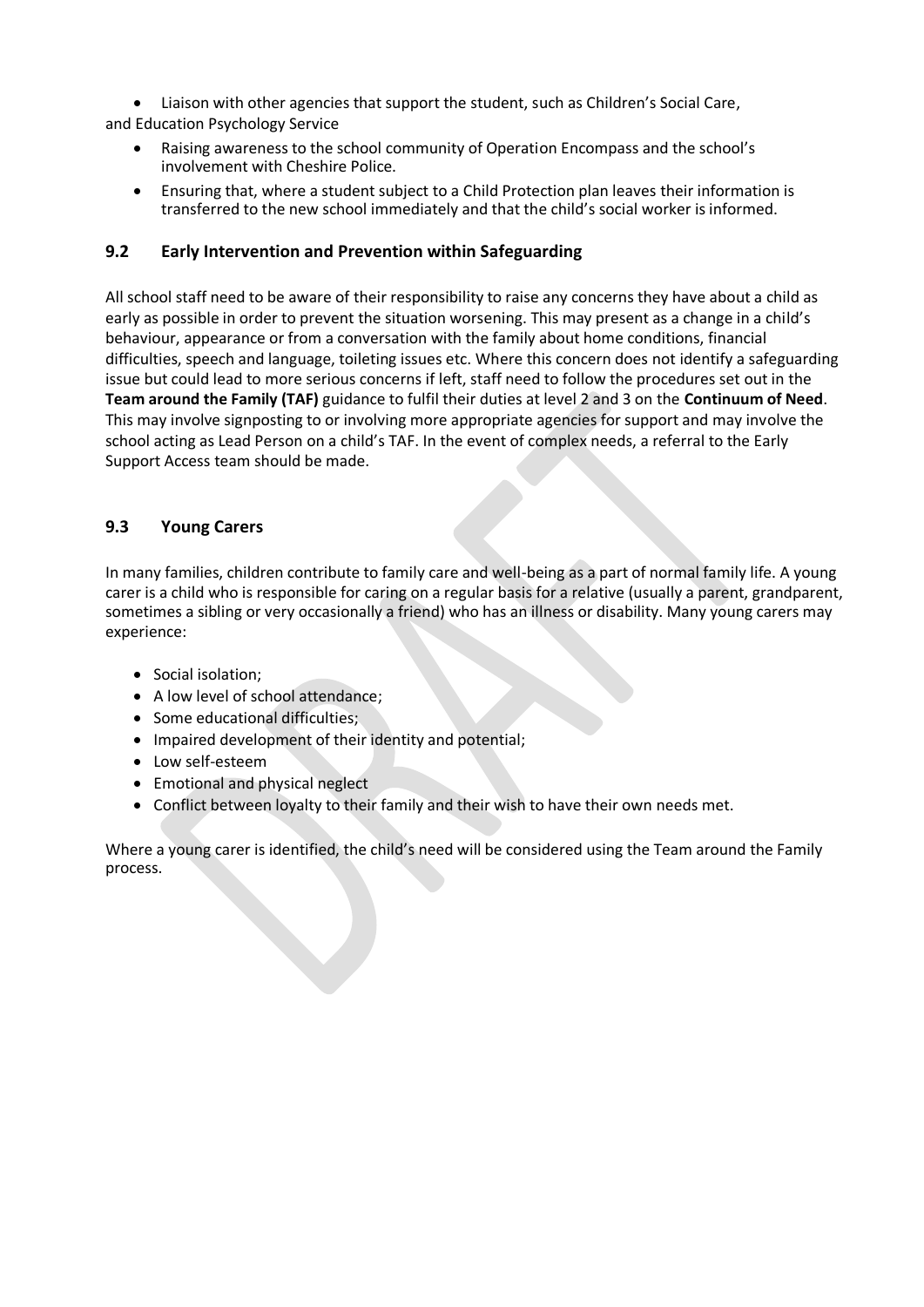- Liaison with other agencies that support the student, such as Children's Social Care, and Education Psychology Service
- Raising awareness to the school community of Operation Encompass and the school's involvement with Cheshire Police.
- Ensuring that, where a student subject to a Child Protection plan leaves their information is transferred to the new school immediately and that the child's social worker is informed.

## 9.2 Early Intervention and Prevention within Safeguarding

All school staff need to be aware of their responsibility to raise any concerns they have about a child as early as possible in order to prevent the situation worsening. This may present as a change in a child's behaviour, appearance or from a conversation with the family about home conditions, financial difficulties, speech and language, toileting issues etc. Where this concern does not identify a safeguarding issue but could lead to more serious concerns if left, staff need to follow the procedures set out in the **Team around the Family (TAF)** guidance to fulfil their duties at level 2 and 3 on the **Continuum of Need**. This may involve signposting to or involving more appropriate agencies for support and may involve the school acting as Lead Person on a child's TAF. In the event of complex needs, a referral to the Early Support Access team should be made.

## 9.3 Young Carers

In many families, children contribute to family care and well-being as a part of normal family life. A young carer is a child who is responsible for caring on a regular basis for a relative (usually a parent, grandparent, sometimes a sibling or very occasionally a friend) who has an illness or disability. Many young carers may experience:

- Social isolation;
- A low level of school attendance;
- Some educational difficulties;
- Impaired development of their identity and potential;
- Low self-esteem
- Emotional and physical neglect
- Conflict between loyalty to their family and their wish to have their own needs met.

Where a young carer is identified, the child's need will be considered using the Team around the Family process.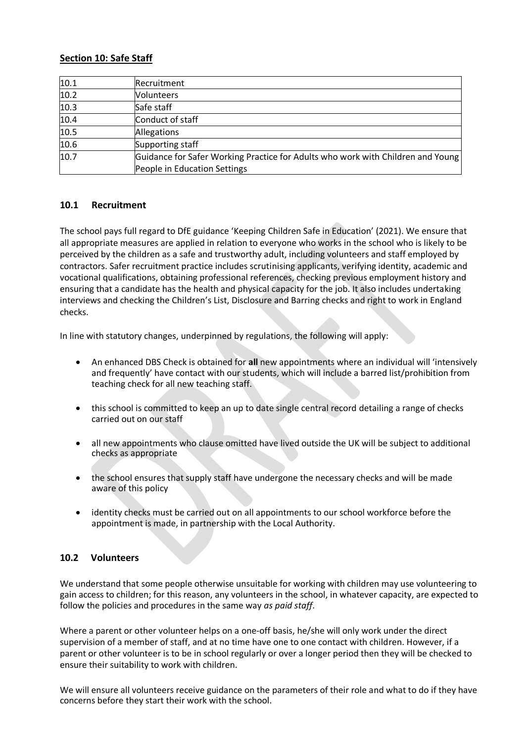## Section 10: Safe Staff

| | |
|---|---|
| 10.1 | Recruitment |
| 10.2 | Volunteers |
| 10.3 | Safe staff |
| 10.4 | Conduct of staff |
| 10.5 | Allegations |
| 10.6 | Supporting staff |
| 10.7 | Guidance for Safer Working Practice for Adults who work with Children and Young People in Education Settings |

### 10.1 Recruitment

The school pays full regard to DfE guidance 'Keeping Children Safe in Education' (2021). We ensure that all appropriate measures are applied in relation to everyone who works in the school who is likely to be perceived by the children as a safe and trustworthy adult, including volunteers and staff employed by contractors. Safer recruitment practice includes scrutinising applicants, verifying identity, academic and vocational qualifications, obtaining professional references, checking previous employment history and ensuring that a candidate has the health and physical capacity for the job. It also includes undertaking interviews and checking the Children's List, Disclosure and Barring checks and right to work in England checks.

In line with statutory changes, underpinned by regulations, the following will apply:

- An enhanced DBS Check is obtained for **all** new appointments where an individual will 'intensively and frequently' have contact with our students, which will include a barred list/prohibition from teaching check for all new teaching staff.
- this school is committed to keep an up to date single central record detailing a range of checks carried out on our staff
- all new appointments who clause omitted have lived outside the UK will be subject to additional checks as appropriate
- the school ensures that supply staff have undergone the necessary checks and will be made aware of this policy
- identity checks must be carried out on all appointments to our school workforce before the appointment is made, in partnership with the Local Authority.

### 10.2 Volunteers

We understand that some people otherwise unsuitable for working with children may use volunteering to gain access to children; for this reason, any volunteers in the school, in whatever capacity, are expected to follow the policies and procedures in the same way *as paid staff*.

Where a parent or other volunteer helps on a one-off basis, he/she will only work under the direct supervision of a member of staff, and at no time have one to one contact with children. However, if a parent or other volunteer is to be in school regularly or over a longer period then they will be checked to ensure their suitability to work with children.

We will ensure all volunteers receive guidance on the parameters of their role and what to do if they have concerns before they start their work with the school.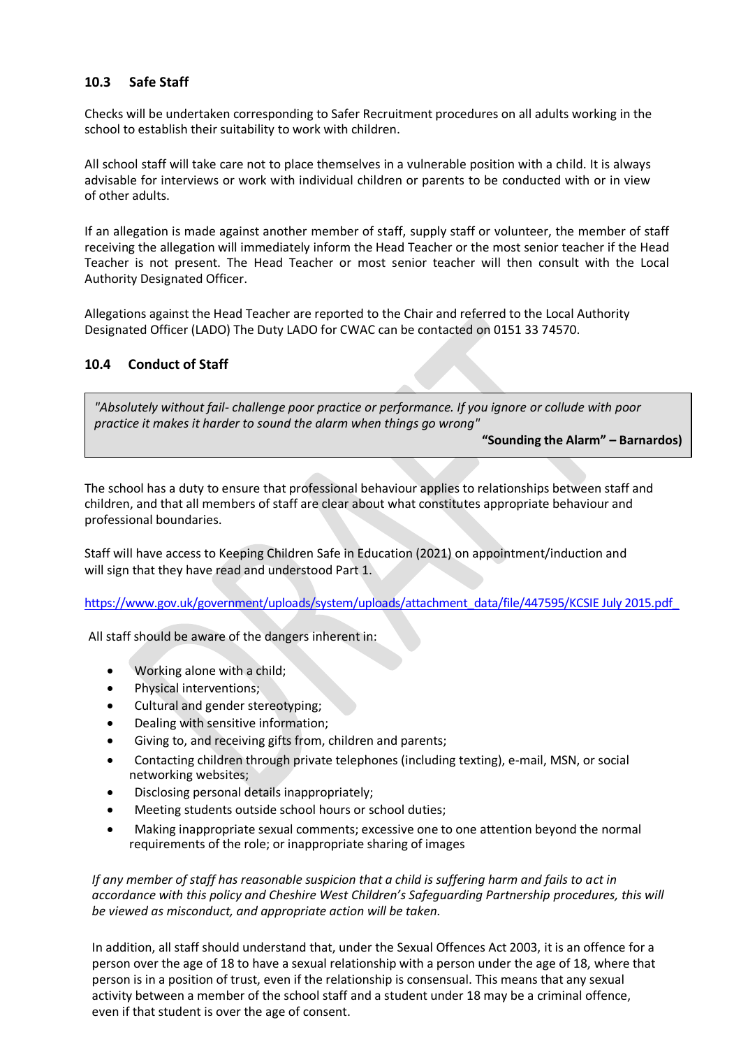### 10.3 Safe Staff

Checks will be undertaken corresponding to Safer Recruitment procedures on all adults working in the school to establish their suitability to work with children.

All school staff will take care not to place themselves in a vulnerable position with a child. It is always advisable for interviews or work with individual children or parents to be conducted with or in view of other adults.

If an allegation is made against another member of staff, supply staff or volunteer, the member of staff receiving the allegation will immediately inform the Head Teacher or the most senior teacher if the Head Teacher is not present. The Head Teacher or most senior teacher will then consult with the Local Authority Designated Officer.

Allegations against the Head Teacher are reported to the Chair and referred to the Local Authority Designated Officer (LADO) The Duty LADO for CWAC can be contacted on 0151 33 74570.

### 10.4 Conduct of Staff

> *"Absolutely without fail- challenge poor practice or performance. If you ignore or collude with poor practice it makes it harder to sound the alarm when things go wrong"*
>
> **"Sounding the Alarm" – Barnardos)**

The school has a duty to ensure that professional behaviour applies to relationships between staff and children, and that all members of staff are clear about what constitutes appropriate behaviour and professional boundaries.

Staff will have access to Keeping Children Safe in Education (2021) on appointment/induction and will sign that they have read and understood Part 1.

https://www.gov.uk/government/uploads/system/uploads/attachment_data/file/447595/KCSIE July 2015.pdf

All staff should be aware of the dangers inherent in:

- Working alone with a child;
- Physical interventions;
- Cultural and gender stereotyping;
- Dealing with sensitive information;
- Giving to, and receiving gifts from, children and parents;
- Contacting children through private telephones (including texting), e-mail, MSN, or social networking websites;
- Disclosing personal details inappropriately;
- Meeting students outside school hours or school duties;
- Making inappropriate sexual comments; excessive one to one attention beyond the normal requirements of the role; or inappropriate sharing of images

*If any member of staff has reasonable suspicion that a child is suffering harm and fails to act in accordance with this policy and Cheshire West Children's Safeguarding Partnership procedures, this will be viewed as misconduct, and appropriate action will be taken.*

In addition, all staff should understand that, under the Sexual Offences Act 2003, it is an offence for a person over the age of 18 to have a sexual relationship with a person under the age of 18, where that person is in a position of trust, even if the relationship is consensual. This means that any sexual activity between a member of the school staff and a student under 18 may be a criminal offence, even if that student is over the age of consent.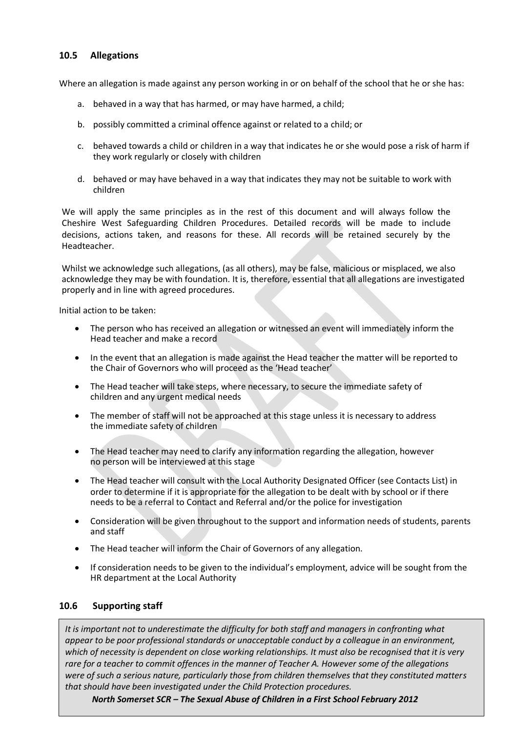### 10.5 Allegations

Where an allegation is made against any person working in or on behalf of the school that he or she has:

a. behaved in a way that has harmed, or may have harmed, a child;

b. possibly committed a criminal offence against or related to a child; or

c. behaved towards a child or children in a way that indicates he or she would pose a risk of harm if they work regularly or closely with children

d. behaved or may have behaved in a way that indicates they may not be suitable to work with children

We will apply the same principles as in the rest of this document and will always follow the Cheshire West Safeguarding Children Procedures. Detailed records will be made to include decisions, actions taken, and reasons for these. All records will be retained securely by the Headteacher.

Whilst we acknowledge such allegations, (as all others), may be false, malicious or misplaced, we also acknowledge they may be with foundation. It is, therefore, essential that all allegations are investigated properly and in line with agreed procedures.

Initial action to be taken:

- The person who has received an allegation or witnessed an event will immediately inform the Head teacher and make a record
- In the event that an allegation is made against the Head teacher the matter will be reported to the Chair of Governors who will proceed as the 'Head teacher'
- The Head teacher will take steps, where necessary, to secure the immediate safety of children and any urgent medical needs
- The member of staff will not be approached at this stage unless it is necessary to address the immediate safety of children
- The Head teacher may need to clarify any information regarding the allegation, however no person will be interviewed at this stage
- The Head teacher will consult with the Local Authority Designated Officer (see Contacts List) in order to determine if it is appropriate for the allegation to be dealt with by school or if there needs to be a referral to Contact and Referral and/or the police for investigation
- Consideration will be given throughout to the support and information needs of students, parents and staff
- The Head teacher will inform the Chair of Governors of any allegation.
- If consideration needs to be given to the individual's employment, advice will be sought from the HR department at the Local Authority

### 10.6 Supporting staff

*It is important not to underestimate the difficulty for both staff and managers in confronting what appear to be poor professional standards or unacceptable conduct by a colleague in an environment, which of necessity is dependent on close working relationships. It must also be recognised that it is very rare for a teacher to commit offences in the manner of Teacher A. However some of the allegations were of such a serious nature, particularly those from children themselves that they constituted matters that should have been investigated under the Child Protection procedures.*

***North Somerset SCR – The Sexual Abuse of Children in a First School February 2012***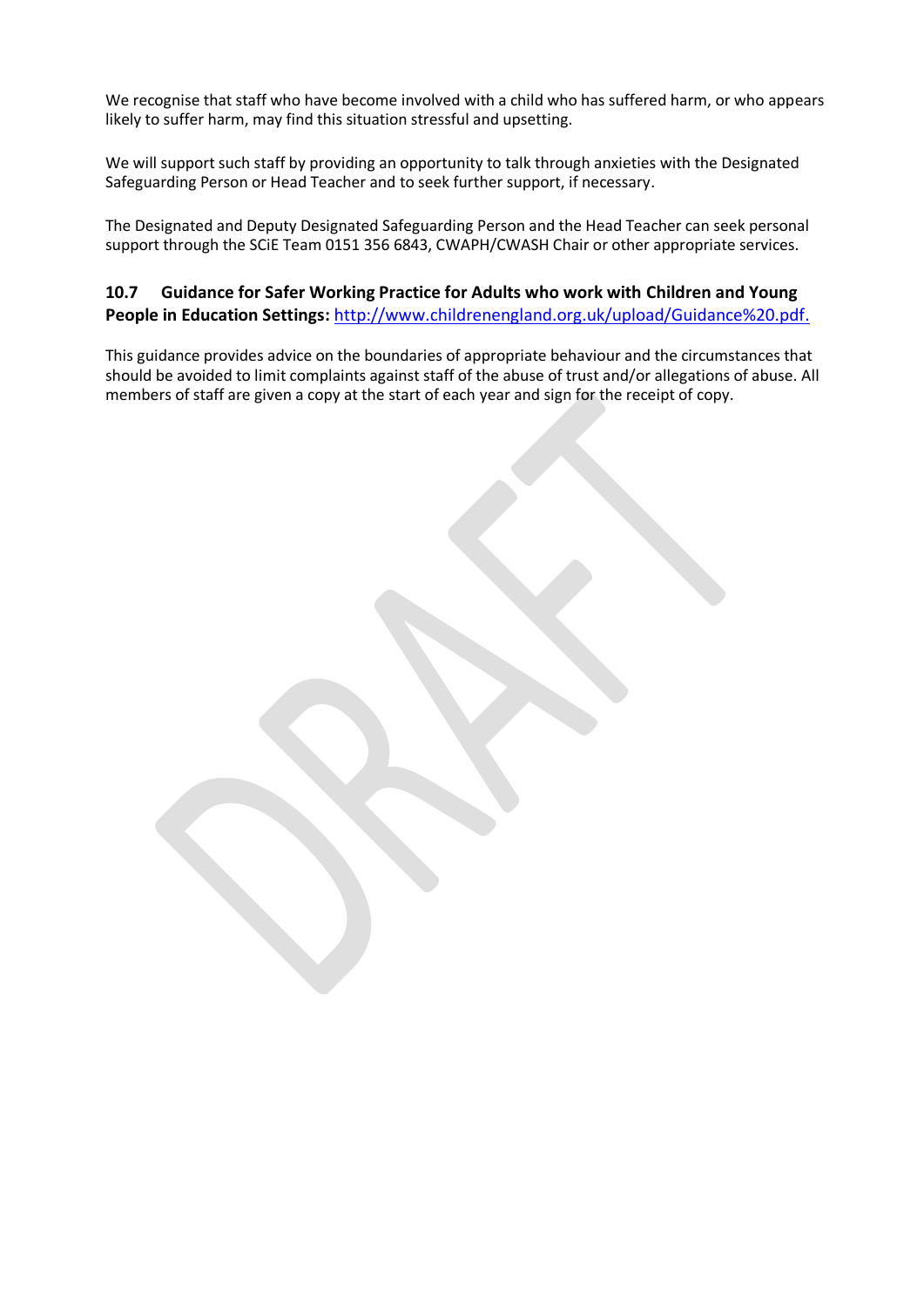We recognise that staff who have become involved with a child who has suffered harm, or who appears likely to suffer harm, may find this situation stressful and upsetting.

We will support such staff by providing an opportunity to talk through anxieties with the Designated Safeguarding Person or Head Teacher and to seek further support, if necessary.

The Designated and Deputy Designated Safeguarding Person and the Head Teacher can seek personal support through the SCiE Team 0151 356 6843, CWAPH/CWASH Chair or other appropriate services.

### 10.7 Guidance for Safer Working Practice for Adults who work with Children and Young People in Education Settings: http://www.childrenengland.org.uk/upload/Guidance%20.pdf.

This guidance provides advice on the boundaries of appropriate behaviour and the circumstances that should be avoided to limit complaints against staff of the abuse of trust and/or allegations of abuse. All members of staff are given a copy at the start of each year and sign for the receipt of copy.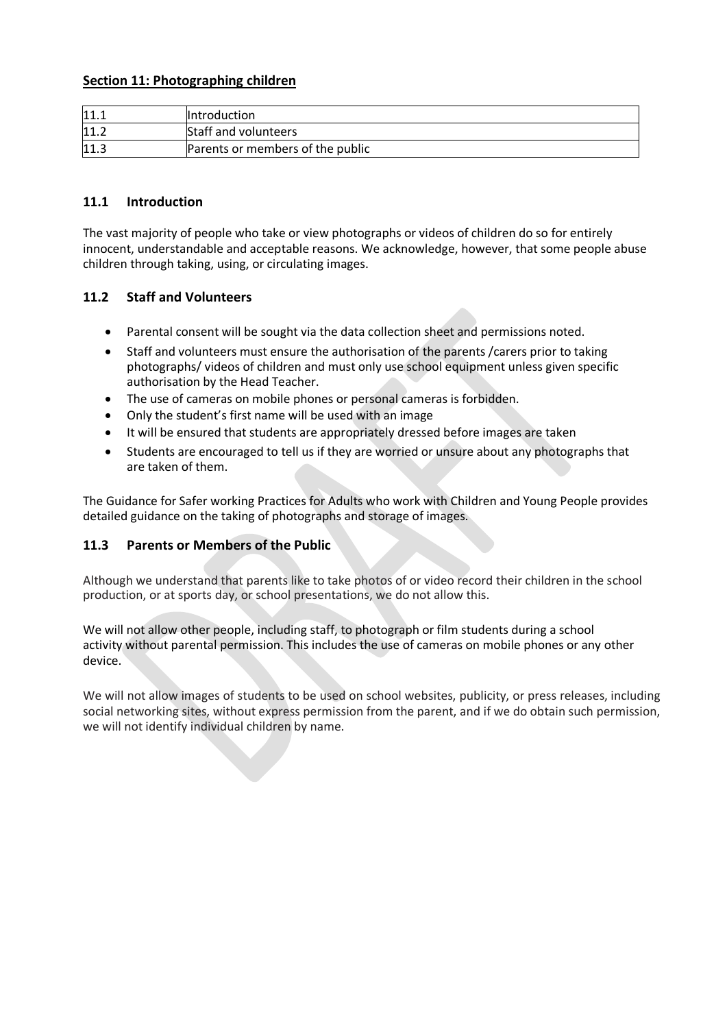## Section 11: Photographing children

| 11.1 | Introduction |
|---|---|
| 11.2 | Staff and volunteers |
| 11.3 | Parents or members of the public |

### 11.1 Introduction

The vast majority of people who take or view photographs or videos of children do so for entirely innocent, understandable and acceptable reasons. We acknowledge, however, that some people abuse children through taking, using, or circulating images.

### 11.2 Staff and Volunteers

- Parental consent will be sought via the data collection sheet and permissions noted.
- Staff and volunteers must ensure the authorisation of the parents /carers prior to taking photographs/ videos of children and must only use school equipment unless given specific authorisation by the Head Teacher.
- The use of cameras on mobile phones or personal cameras is forbidden.
- Only the student's first name will be used with an image
- It will be ensured that students are appropriately dressed before images are taken
- Students are encouraged to tell us if they are worried or unsure about any photographs that are taken of them.

The Guidance for Safer working Practices for Adults who work with Children and Young People provides detailed guidance on the taking of photographs and storage of images.

### 11.3 Parents or Members of the Public

Although we understand that parents like to take photos of or video record their children in the school production, or at sports day, or school presentations, we do not allow this.

We will not allow other people, including staff, to photograph or film students during a school activity without parental permission. This includes the use of cameras on mobile phones or any other device.

We will not allow images of students to be used on school websites, publicity, or press releases, including social networking sites, without express permission from the parent, and if we do obtain such permission, we will not identify individual children by name.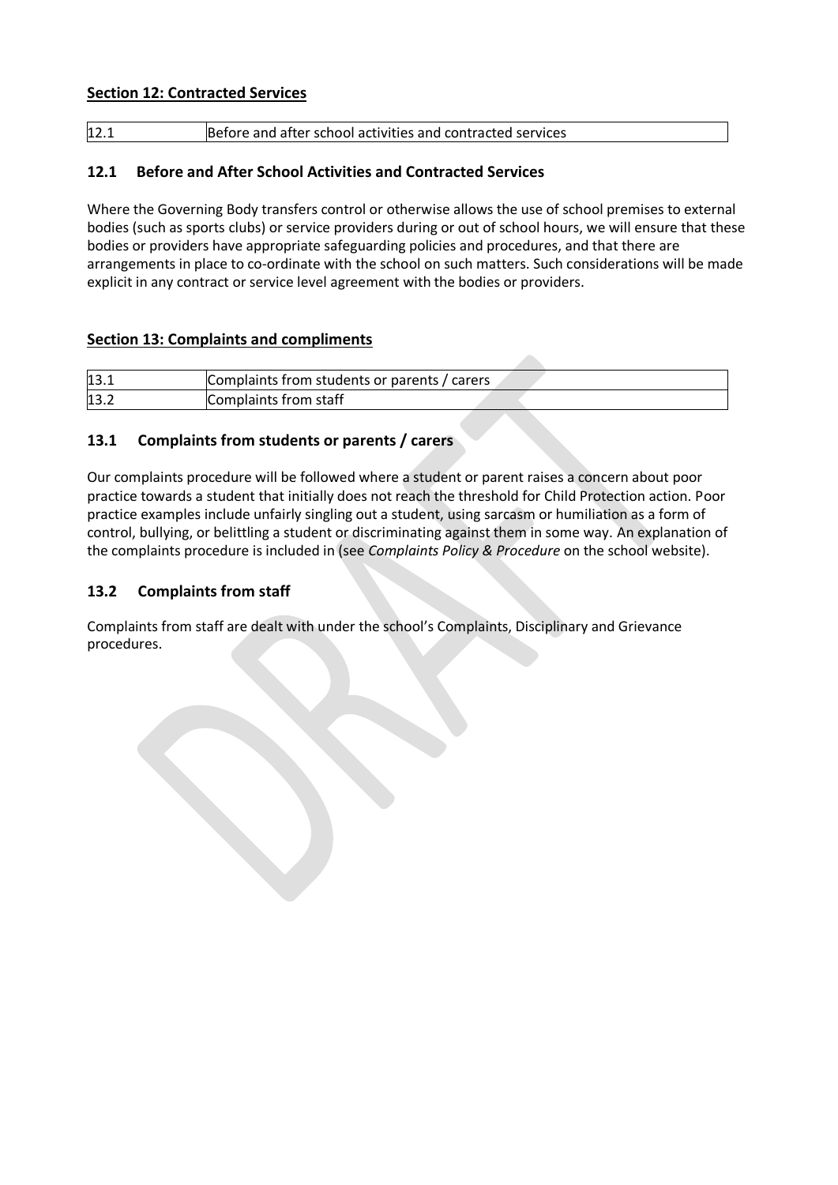**Section 12: Contracted Services**

| 12.1 | Before and after school activities and contracted services |
|---|---|

### 12.1 Before and After School Activities and Contracted Services

Where the Governing Body transfers control or otherwise allows the use of school premises to external bodies (such as sports clubs) or service providers during or out of school hours, we will ensure that these bodies or providers have appropriate safeguarding policies and procedures, and that there are arrangements in place to co-ordinate with the school on such matters. Such considerations will be made explicit in any contract or service level agreement with the bodies or providers.

**Section 13: Complaints and compliments**

| 13.1 | Complaints from students or parents / carers |
|---|---|
| 13.2 | Complaints from staff |

### 13.1 Complaints from students or parents / carers

Our complaints procedure will be followed where a student or parent raises a concern about poor practice towards a student that initially does not reach the threshold for Child Protection action. Poor practice examples include unfairly singling out a student, using sarcasm or humiliation as a form of control, bullying, or belittling a student or discriminating against them in some way. An explanation of the complaints procedure is included in (see *Complaints Policy & Procedure* on the school website).

### 13.2 Complaints from staff

Complaints from staff are dealt with under the school's Complaints, Disciplinary and Grievance procedures.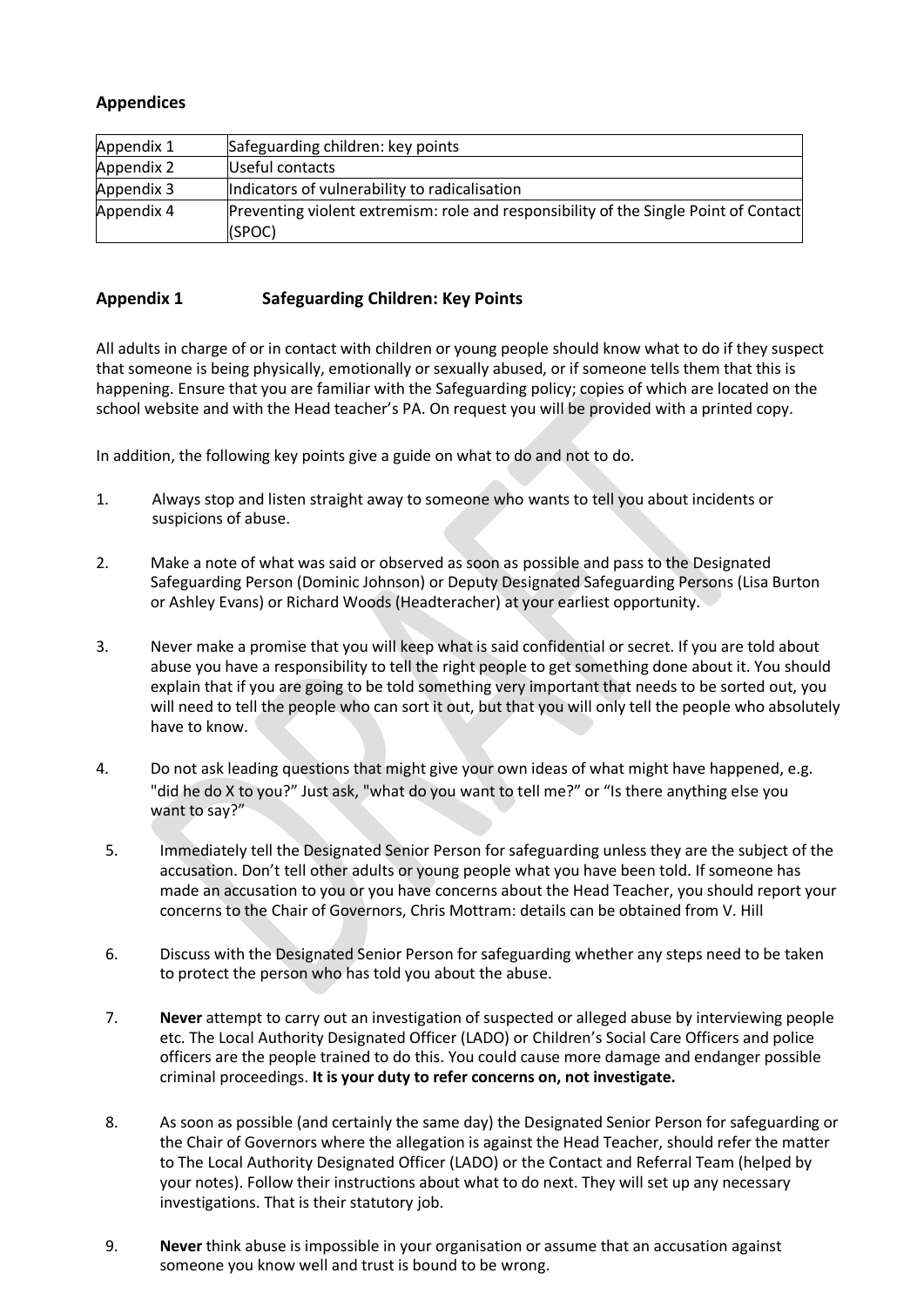## Appendices

| Appendix 1 | Safeguarding children: key points |
|---|---|
| Appendix 2 | Useful contacts |
| Appendix 3 | Indicators of vulnerability to radicalisation |
| Appendix 4 | Preventing violent extremism: role and responsibility of the Single Point of Contact (SPOC) |

## Appendix 1 Safeguarding Children: Key Points

All adults in charge of or in contact with children or young people should know what to do if they suspect that someone is being physically, emotionally or sexually abused, or if someone tells them that this is happening. Ensure that you are familiar with the Safeguarding policy; copies of which are located on the school website and with the Head teacher's PA. On request you will be provided with a printed copy.

In addition, the following key points give a guide on what to do and not to do.

1. Always stop and listen straight away to someone who wants to tell you about incidents or suspicions of abuse.

2. Make a note of what was said or observed as soon as possible and pass to the Designated Safeguarding Person (Dominic Johnson) or Deputy Designated Safeguarding Persons (Lisa Burton or Ashley Evans) or Richard Woods (Headteracher) at your earliest opportunity.

3. Never make a promise that you will keep what is said confidential or secret. If you are told about abuse you have a responsibility to tell the right people to get something done about it. You should explain that if you are going to be told something very important that needs to be sorted out, you will need to tell the people who can sort it out, but that you will only tell the people who absolutely have to know.

4. Do not ask leading questions that might give your own ideas of what might have happened, e.g. "did he do X to you?" Just ask, "what do you want to tell me?" or "Is there anything else you want to say?"

5. Immediately tell the Designated Senior Person for safeguarding unless they are the subject of the accusation. Don't tell other adults or young people what you have been told. If someone has made an accusation to you or you have concerns about the Head Teacher, you should report your concerns to the Chair of Governors, Chris Mottram: details can be obtained from V. Hill

6. Discuss with the Designated Senior Person for safeguarding whether any steps need to be taken to protect the person who has told you about the abuse.

7. **Never** attempt to carry out an investigation of suspected or alleged abuse by interviewing people etc. The Local Authority Designated Officer (LADO) or Children's Social Care Officers and police officers are the people trained to do this. You could cause more damage and endanger possible criminal proceedings. **It is your duty to refer concerns on, not investigate.**

8. As soon as possible (and certainly the same day) the Designated Senior Person for safeguarding or the Chair of Governors where the allegation is against the Head Teacher, should refer the matter to The Local Authority Designated Officer (LADO) or the Contact and Referral Team (helped by your notes). Follow their instructions about what to do next. They will set up any necessary investigations. That is their statutory job.

9. **Never** think abuse is impossible in your organisation or assume that an accusation against someone you know well and trust is bound to be wrong.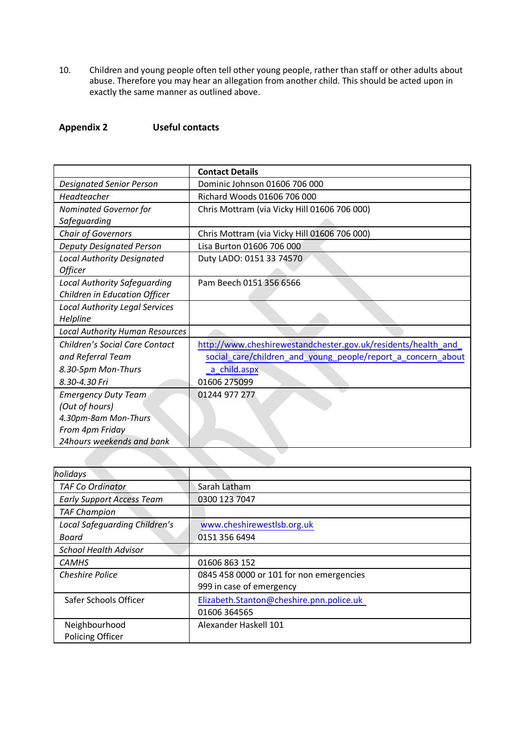10. Children and young people often tell other young people, rather than staff or other adults about abuse. Therefore you may hear an allegation from another child. This should be acted upon in exactly the same manner as outlined above.

**Appendix 2 Useful contacts**

| | **Contact Details** |
|---|---|
| *Designated Senior Person* | Dominic Johnson 01606 706 000 |
| *Headteacher* | Richard Woods 01606 706 000 |
| *Nominated Governor for Safeguarding* | Chris Mottram (via Vicky Hill 01606 706 000) |
| *Chair of Governors* | Chris Mottram (via Vicky Hill 01606 706 000) |
| *Deputy Designated Person* | Lisa Burton 01606 706 000 |
| *Local Authority Designated Officer* | Duty LADO: 0151 33 74570 |
| *Local Authority Safeguarding Children in Education Officer* | Pam Beech 0151 356 6566 |
| *Local Authority Legal Services Helpline* | |
| *Local Authority Human Resources* | |
| *Children's Social Care Contact and Referral Team 8.30-5pm Mon-Thurs 8.30-4.30 Fri* | http://www.cheshirewestandchester.gov.uk/residents/health_and_social_care/children_and_young_people/report_a_concern_about_a_child.aspx 01606 275099 |
| *Emergency Duty Team (Out of hours) 4.30pm-8am Mon-Thurs From 4pm Friday 24hours weekends and bank holidays* | 01244 977 277 |
| *TAF Co Ordinator* | Sarah Latham |
| *Early Support Access Team* | 0300 123 7047 |
| *TAF Champion* | |
| *Local Safeguarding Children's Board* | www.cheshirewestlsb.org.uk 0151 356 6494 |
| *School Health Advisor* | |
| *CAMHS* | 01606 863 152 |
| *Cheshire Police* | 0845 458 0000 or 101 for non emergencies 999 in case of emergency |
| Safer Schools Officer | Elizabeth.Stanton@cheshire.pnn.police.uk 01606 364565 |
| Neighbourhood Policing Officer | Alexander Haskell 101 |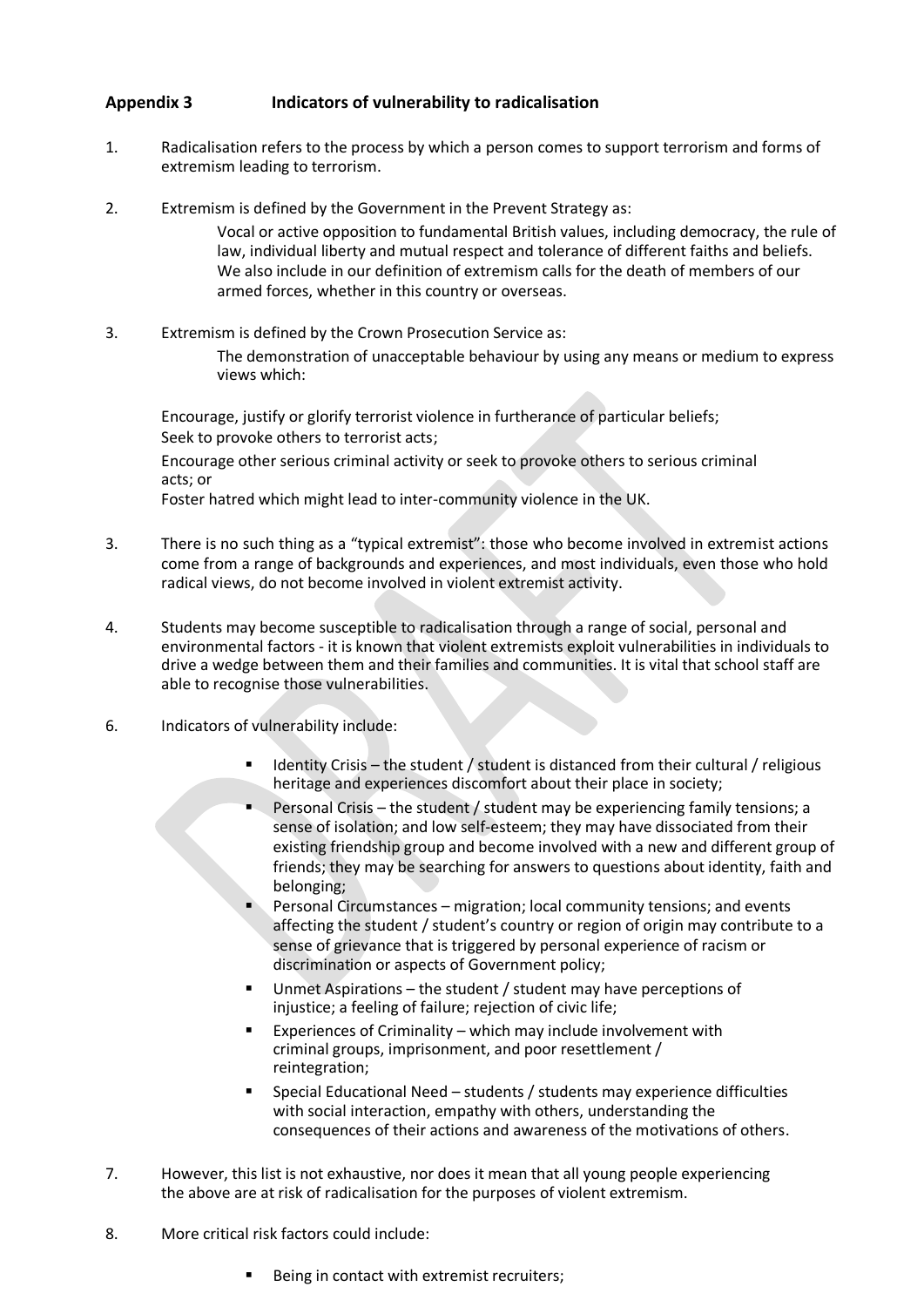## Appendix 3 Indicators of vulnerability to radicalisation

1. Radicalisation refers to the process by which a person comes to support terrorism and forms of extremism leading to terrorism.

2. Extremism is defined by the Government in the Prevent Strategy as:

   Vocal or active opposition to fundamental British values, including democracy, the rule of law, individual liberty and mutual respect and tolerance of different faiths and beliefs. We also include in our definition of extremism calls for the death of members of our armed forces, whether in this country or overseas.

3. Extremism is defined by the Crown Prosecution Service as:

   The demonstration of unacceptable behaviour by using any means or medium to express views which:

   Encourage, justify or glorify terrorist violence in furtherance of particular beliefs;
   Seek to provoke others to terrorist acts;
   Encourage other serious criminal activity or seek to provoke others to serious criminal acts; or
   Foster hatred which might lead to inter-community violence in the UK.

3. There is no such thing as a "typical extremist": those who become involved in extremist actions come from a range of backgrounds and experiences, and most individuals, even those who hold radical views, do not become involved in violent extremist activity.

4. Students may become susceptible to radicalisation through a range of social, personal and environmental factors - it is known that violent extremists exploit vulnerabilities in individuals to drive a wedge between them and their families and communities. It is vital that school staff are able to recognise those vulnerabilities.

6. Indicators of vulnerability include:

   - Identity Crisis – the student / student is distanced from their cultural / religious heritage and experiences discomfort about their place in society;
   - Personal Crisis – the student / student may be experiencing family tensions; a sense of isolation; and low self-esteem; they may have dissociated from their existing friendship group and become involved with a new and different group of friends; they may be searching for answers to questions about identity, faith and belonging;
   - Personal Circumstances – migration; local community tensions; and events affecting the student / student's country or region of origin may contribute to a sense of grievance that is triggered by personal experience of racism or discrimination or aspects of Government policy;
   - Unmet Aspirations – the student / student may have perceptions of injustice; a feeling of failure; rejection of civic life;
   - Experiences of Criminality – which may include involvement with criminal groups, imprisonment, and poor resettlement / reintegration;
   - Special Educational Need – students / students may experience difficulties with social interaction, empathy with others, understanding the consequences of their actions and awareness of the motivations of others.

7. However, this list is not exhaustive, nor does it mean that all young people experiencing the above are at risk of radicalisation for the purposes of violent extremism.

8. More critical risk factors could include:

   - Being in contact with extremist recruiters;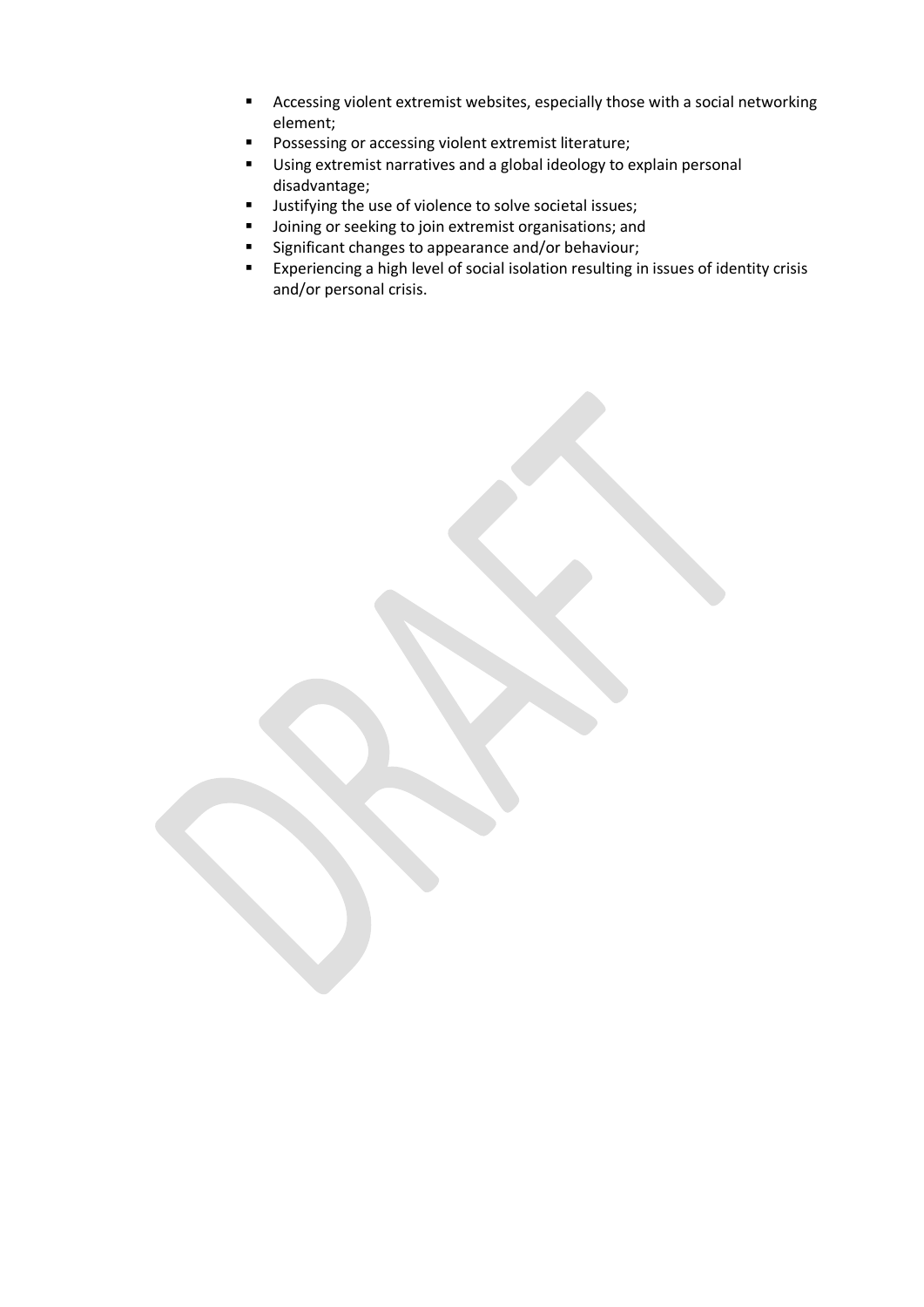- Accessing violent extremist websites, especially those with a social networking element;
- Possessing or accessing violent extremist literature;
- Using extremist narratives and a global ideology to explain personal disadvantage;
- Justifying the use of violence to solve societal issues;
- Joining or seeking to join extremist organisations; and
- Significant changes to appearance and/or behaviour;
- Experiencing a high level of social isolation resulting in issues of identity crisis and/or personal crisis.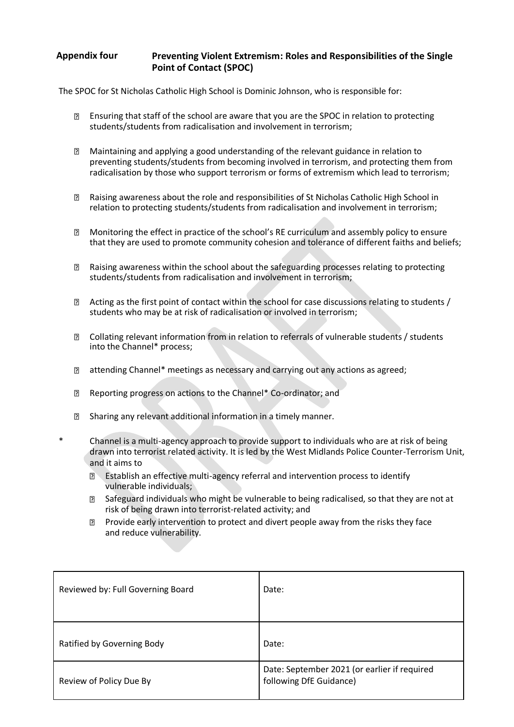## Appendix four Preventing Violent Extremism: Roles and Responsibilities of the Single Point of Contact (SPOC)

The SPOC for St Nicholas Catholic High School is Dominic Johnson, who is responsible for:

- Ensuring that staff of the school are aware that you are the SPOC in relation to protecting students/students from radicalisation and involvement in terrorism;
- Maintaining and applying a good understanding of the relevant guidance in relation to preventing students/students from becoming involved in terrorism, and protecting them from radicalisation by those who support terrorism or forms of extremism which lead to terrorism;
- Raising awareness about the role and responsibilities of St Nicholas Catholic High School in relation to protecting students/students from radicalisation and involvement in terrorism;
- Monitoring the effect in practice of the school's RE curriculum and assembly policy to ensure that they are used to promote community cohesion and tolerance of different faiths and beliefs;
- Raising awareness within the school about the safeguarding processes relating to protecting students/students from radicalisation and involvement in terrorism;
- Acting as the first point of contact within the school for case discussions relating to students / students who may be at risk of radicalisation or involved in terrorism;
- Collating relevant information from in relation to referrals of vulnerable students / students into the Channel* process;
- attending Channel* meetings as necessary and carrying out any actions as agreed;
- Reporting progress on actions to the Channel* Co-ordinator; and
- Sharing any relevant additional information in a timely manner.

\* Channel is a multi-agency approach to provide support to individuals who are at risk of being drawn into terrorist related activity. It is led by the West Midlands Police Counter-Terrorism Unit, and it aims to

- Establish an effective multi-agency referral and intervention process to identify vulnerable individuals;
- Safeguard individuals who might be vulnerable to being radicalised, so that they are not at risk of being drawn into terrorist-related activity; and
- Provide early intervention to protect and divert people away from the risks they face and reduce vulnerability.

| | |
|---|---|
| Reviewed by: Full Governing Board | Date: |
| Ratified by Governing Body | Date: |
| Review of Policy Due By | Date: September 2021 (or earlier if required following DfE Guidance) |